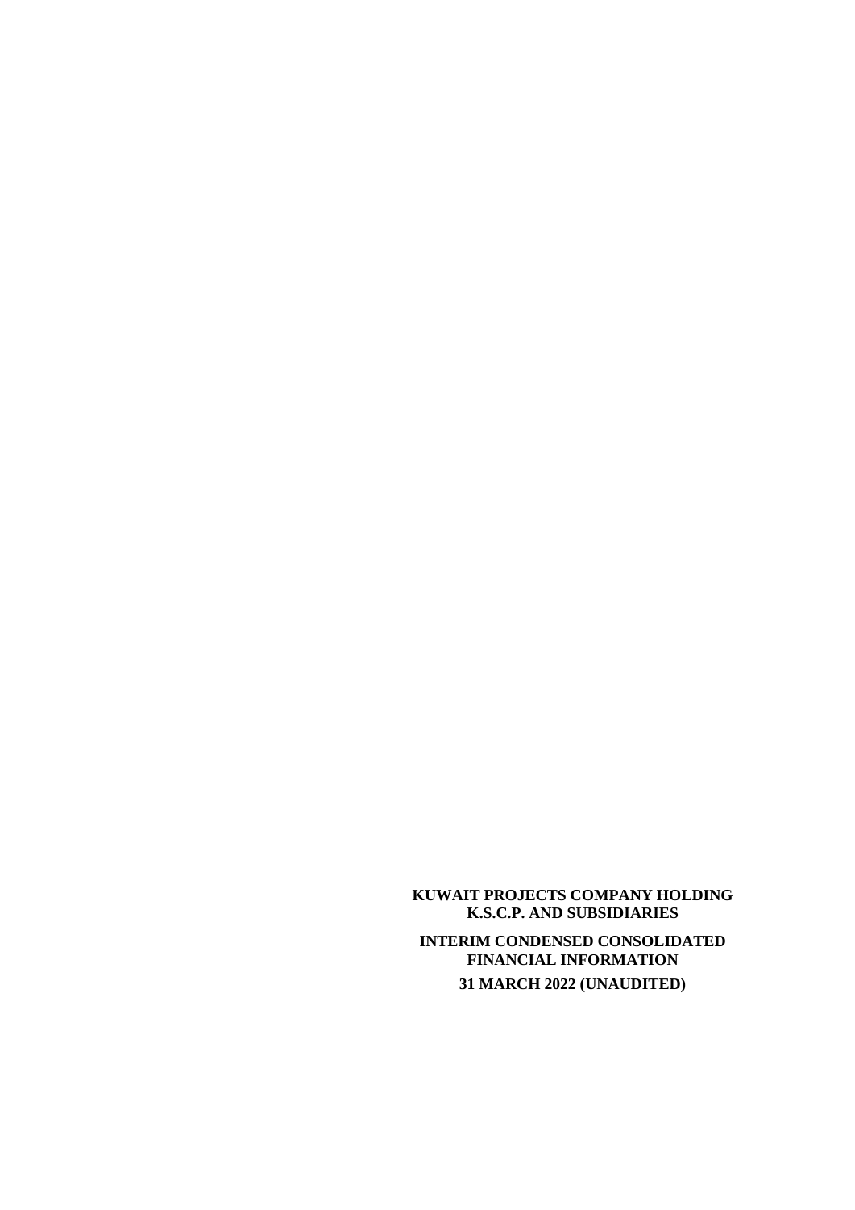**KUWAIT PROJECTS COMPANY HOLDING K.S.C.P. AND SUBSIDIARIES**

**INTERIM CONDENSED CONSOLIDATED FINANCIAL INFORMATION**

**31 MARCH 2022 (UNAUDITED)**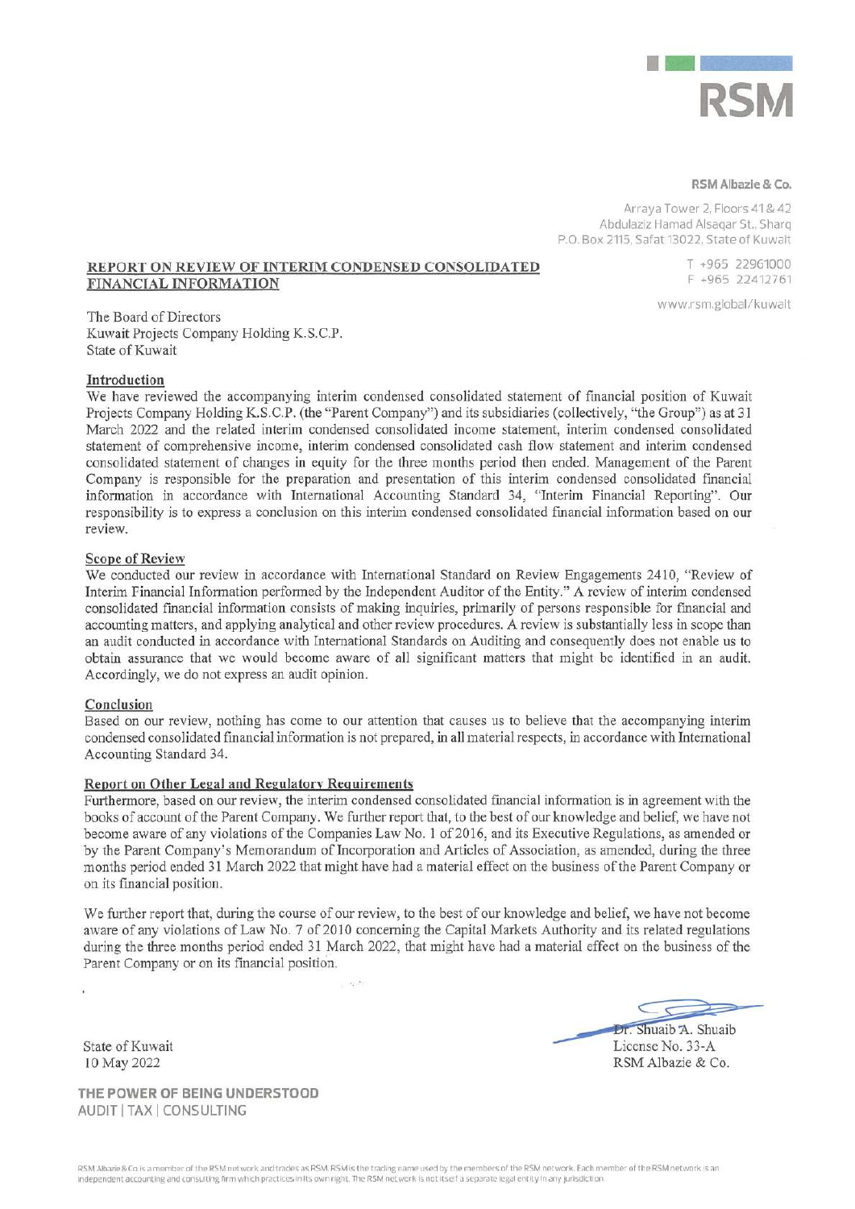**RSM**

**RSM Albazie & Co.**

Arraya Tower 2, Floors 41 & 42
Abdulaziz Hamad Alsaqar St., Sharq
P.O. Box 2115, Safat 13022, State of Kuwait

T +965 22961000
F +965 22412761

www.rsm.global/kuwait

## REPORT ON REVIEW OF INTERIM CONDENSED CONSOLIDATED FINANCIAL INFORMATION

The Board of Directors
Kuwait Projects Company Holding K.S.C.P.
State of Kuwait

### Introduction

We have reviewed the accompanying interim condensed consolidated statement of financial position of Kuwait Projects Company Holding K.S.C.P. (the "Parent Company") and its subsidiaries (collectively, "the Group") as at 31 March 2022 and the related interim condensed consolidated income statement, interim condensed consolidated statement of comprehensive income, interim condensed consolidated cash flow statement and interim condensed consolidated statement of changes in equity for the three months period then ended. Management of the Parent Company is responsible for the preparation and presentation of this interim condensed consolidated financial information in accordance with International Accounting Standard 34, "Interim Financial Reporting". Our responsibility is to express a conclusion on this interim condensed consolidated financial information based on our review.

### Scope of Review

We conducted our review in accordance with International Standard on Review Engagements 2410, "Review of Interim Financial Information performed by the Independent Auditor of the Entity." A review of interim condensed consolidated financial information consists of making inquiries, primarily of persons responsible for financial and accounting matters, and applying analytical and other review procedures. A review is substantially less in scope than an audit conducted in accordance with International Standards on Auditing and consequently does not enable us to obtain assurance that we would become aware of all significant matters that might be identified in an audit. Accordingly, we do not express an audit opinion.

### Conclusion

Based on our review, nothing has come to our attention that causes us to believe that the accompanying interim condensed consolidated financial information is not prepared, in all material respects, in accordance with International Accounting Standard 34.

### Report on Other Legal and Regulatory Requirements

Furthermore, based on our review, the interim condensed consolidated financial information is in agreement with the books of account of the Parent Company. We further report that, to the best of our knowledge and belief, we have not become aware of any violations of the Companies Law No. 1 of 2016, and its Executive Regulations, as amended or by the Parent Company's Memorandum of Incorporation and Articles of Association, as amended, during the three months period ended 31 March 2022 that might have had a material effect on the business of the Parent Company or on its financial position.

We further report that, during the course of our review, to the best of our knowledge and belief, we have not become aware of any violations of Law No. 7 of 2010 concerning the Capital Markets Authority and its related regulations during the three months period ended 31 March 2022, that might have had a material effect on the business of the Parent Company or on its financial position.

Dr. Shuaib A. Shuaib
License No. 33-A
RSM Albazie & Co.

State of Kuwait
10 May 2022

**THE POWER OF BEING UNDERSTOOD**
AUDIT | TAX | CONSULTING

RSM Albazie & Co is a member of the RSM network and trades as RSM. RSM is the trading name used by the members of the RSM network. Each member of the RSM network is an independent accounting and consulting firm which practices in its own right. The RSM network is not itself a separate legal entity in any jurisdiction.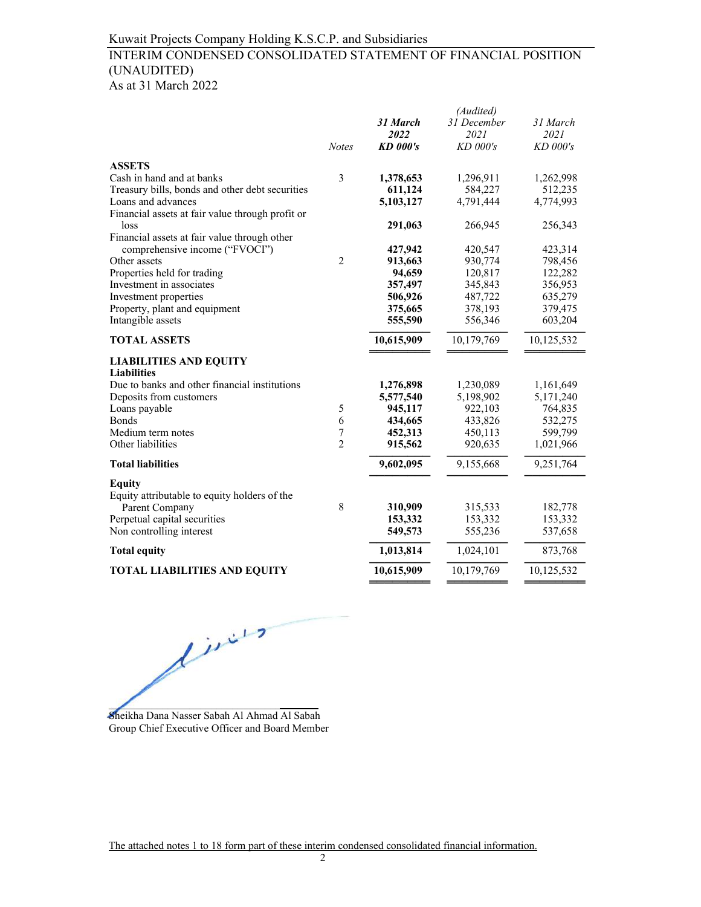Kuwait Projects Company Holding K.S.C.P. and Subsidiaries

# INTERIM CONDENSED CONSOLIDATED STATEMENT OF FINANCIAL POSITION (UNAUDITED)

As at 31 March 2022

| | Notes | ***31 March 2022 KD 000's*** | *(Audited) 31 December 2021 KD 000's* | *31 March 2021 KD 000's* |
|---|---|---|---|---|
| **ASSETS** | | | | |
| Cash in hand and at banks | 3 | **1,378,653** | 1,296,911 | 1,262,998 |
| Treasury bills, bonds and other debt securities | | **611,124** | 584,227 | 512,235 |
| Loans and advances | | **5,103,127** | 4,791,444 | 4,774,993 |
| Financial assets at fair value through profit or loss | | **291,063** | 266,945 | 256,343 |
| Financial assets at fair value through other comprehensive income ("FVOCI") | | **427,942** | 420,547 | 423,314 |
| Other assets | 2 | **913,663** | 930,774 | 798,456 |
| Properties held for trading | | **94,659** | 120,817 | 122,282 |
| Investment in associates | | **357,497** | 345,843 | 356,953 |
| Investment properties | | **506,926** | 487,722 | 635,279 |
| Property, plant and equipment | | **375,665** | 378,193 | 379,475 |
| Intangible assets | | **555,590** | 556,346 | 603,204 |
| **TOTAL ASSETS** | | **10,615,909** | 10,179,769 | 10,125,532 |
| **LIABILITIES AND EQUITY** | | | | |
| **Liabilities** | | | | |
| Due to banks and other financial institutions | | **1,276,898** | 1,230,089 | 1,161,649 |
| Deposits from customers | | **5,577,540** | 5,198,902 | 5,171,240 |
| Loans payable | 5 | **945,117** | 922,103 | 764,835 |
| Bonds | 6 | **434,665** | 433,826 | 532,275 |
| Medium term notes | 7 | **452,313** | 450,113 | 599,799 |
| Other liabilities | 2 | **915,562** | 920,635 | 1,021,966 |
| **Total liabilities** | | **9,602,095** | 9,155,668 | 9,251,764 |
| **Equity** | | | | |
| Equity attributable to equity holders of the Parent Company | 8 | **310,909** | 315,533 | 182,778 |
| Perpetual capital securities | | **153,332** | 153,332 | 153,332 |
| Non controlling interest | | **549,573** | 555,236 | 537,658 |
| **Total equity** | | **1,013,814** | 1,024,101 | 873,768 |
| **TOTAL LIABILITIES AND EQUITY** | | **10,615,909** | 10,179,769 | 10,125,532 |

Sheikha Dana Nasser Sabah Al Ahmad Al Sabah
Group Chief Executive Officer and Board Member

The attached notes 1 to 18 form part of these interim condensed consolidated financial information.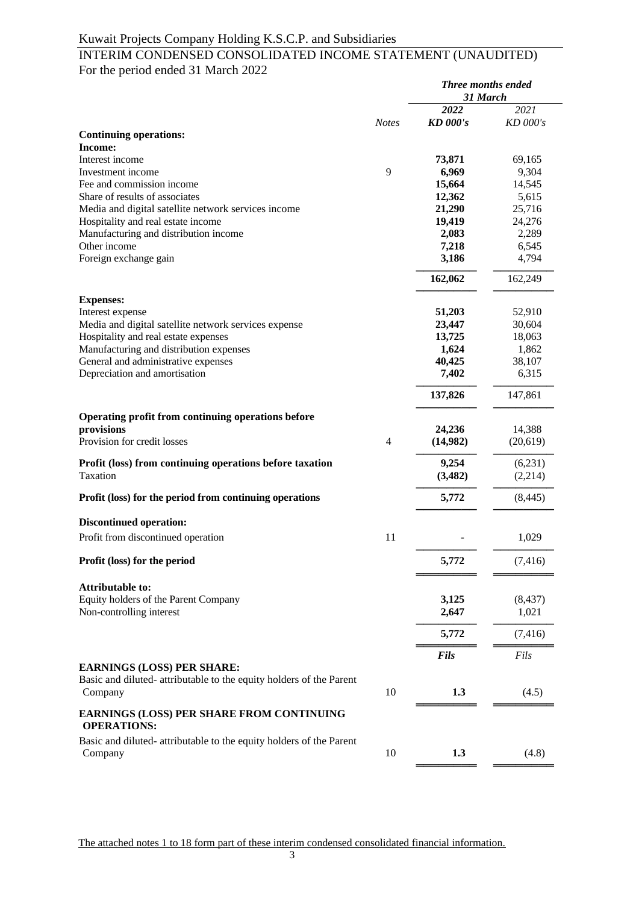Kuwait Projects Company Holding K.S.C.P. and Subsidiaries

# INTERIM CONDENSED CONSOLIDATED INCOME STATEMENT (UNAUDITED)

For the period ended 31 March 2022

| | | *Three months ended 31 March* | |
|---|---|---|---|
| | | ***2022*** | *2021* |
| | *Notes* | ***KD 000's*** | *KD 000's* |
| **Continuing operations:** | | | |
| **Income:** | | | |
| Interest income | | **73,871** | 69,165 |
| Investment income | 9 | **6,969** | 9,304 |
| Fee and commission income | | **15,664** | 14,545 |
| Share of results of associates | | **12,362** | 5,615 |
| Media and digital satellite network services income | | **21,290** | 25,716 |
| Hospitality and real estate income | | **19,419** | 24,276 |
| Manufacturing and distribution income | | **2,083** | 2,289 |
| Other income | | **7,218** | 6,545 |
| Foreign exchange gain | | **3,186** | 4,794 |
| | | **162,062** | 162,249 |
| **Expenses:** | | | |
| Interest expense | | **51,203** | 52,910 |
| Media and digital satellite network services expense | | **23,447** | 30,604 |
| Hospitality and real estate expenses | | **13,725** | 18,063 |
| Manufacturing and distribution expenses | | **1,624** | 1,862 |
| General and administrative expenses | | **40,425** | 38,107 |
| Depreciation and amortisation | | **7,402** | 6,315 |
| | | **137,826** | 147,861 |
| **Operating profit from continuing operations before provisions** | | **24,236** | 14,388 |
| Provision for credit losses | 4 | **(14,982)** | (20,619) |
| **Profit (loss) from continuing operations before taxation** | | **9,254** | (6,231) |
| Taxation | | **(3,482)** | (2,214) |
| **Profit (loss) for the period from continuing operations** | | **5,772** | (8,445) |
| **Discontinued operation:** | | | |
| Profit from discontinued operation | 11 | **-** | 1,029 |
| **Profit (loss) for the period** | | **5,772** | (7,416) |
| **Attributable to:** | | | |
| Equity holders of the Parent Company | | **3,125** | (8,437) |
| Non-controlling interest | | **2,647** | 1,021 |
| | | **5,772** | (7,416) |
| | | ***Fils*** | *Fils* |
| **EARNINGS (LOSS) PER SHARE:** | | | |
| Basic and diluted- attributable to the equity holders of the Parent Company | 10 | **1.3** | (4.5) |
| **EARNINGS (LOSS) PER SHARE FROM CONTINUING OPERATIONS:** | | | |
| Basic and diluted- attributable to the equity holders of the Parent Company | 10 | **1.3** | (4.8) |

The attached notes 1 to 18 form part of these interim condensed consolidated financial information.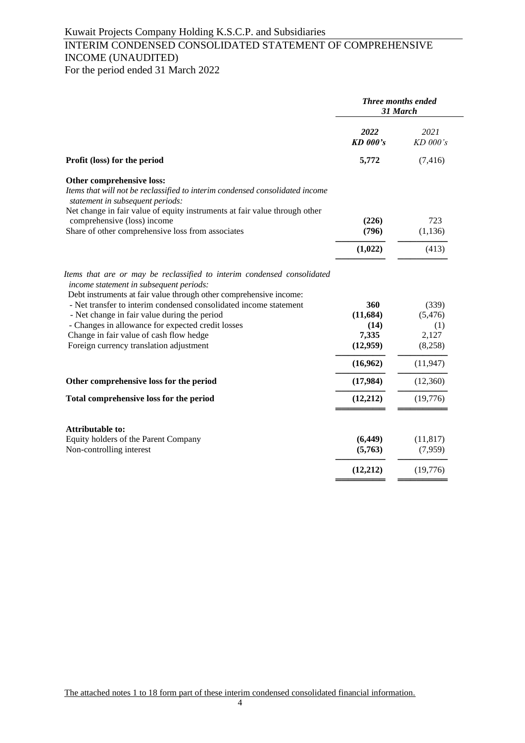Kuwait Projects Company Holding K.S.C.P. and Subsidiaries

# INTERIM CONDENSED CONSOLIDATED STATEMENT OF COMPREHENSIVE INCOME (UNAUDITED)

For the period ended 31 March 2022

| | *Three months ended 31 March* | |
|---|---|---|
| | ***2022*** ***KD 000's*** | *2021* *KD 000's* |
| **Profit (loss) for the period** | **5,772** | (7,416) |
| **Other comprehensive loss:** | | |
| *Items that will not be reclassified to interim condensed consolidated income statement in subsequent periods:* | | |
| Net change in fair value of equity instruments at fair value through other comprehensive (loss) income | **(226)** | 723 |
| Share of other comprehensive loss from associates | **(796)** | (1,136) |
| | **(1,022)** | (413) |
| *Items that are or may be reclassified to interim condensed consolidated income statement in subsequent periods:* | | |
| Debt instruments at fair value through other comprehensive income: | | |
| - Net transfer to interim condensed consolidated income statement | **360** | (339) |
| - Net change in fair value during the period | **(11,684)** | (5,476) |
| - Changes in allowance for expected credit losses | **(14)** | (1) |
| Change in fair value of cash flow hedge | **7,335** | 2,127 |
| Foreign currency translation adjustment | **(12,959)** | (8,258) |
| | **(16,962)** | (11,947) |
| **Other comprehensive loss for the period** | **(17,984)** | (12,360) |
| **Total comprehensive loss for the period** | **(12,212)** | (19,776) |
| **Attributable to:** | | |
| Equity holders of the Parent Company | **(6,449)** | (11,817) |
| Non-controlling interest | **(5,763)** | (7,959) |
| | **(12,212)** | (19,776) |

The attached notes 1 to 18 form part of these interim condensed consolidated financial information.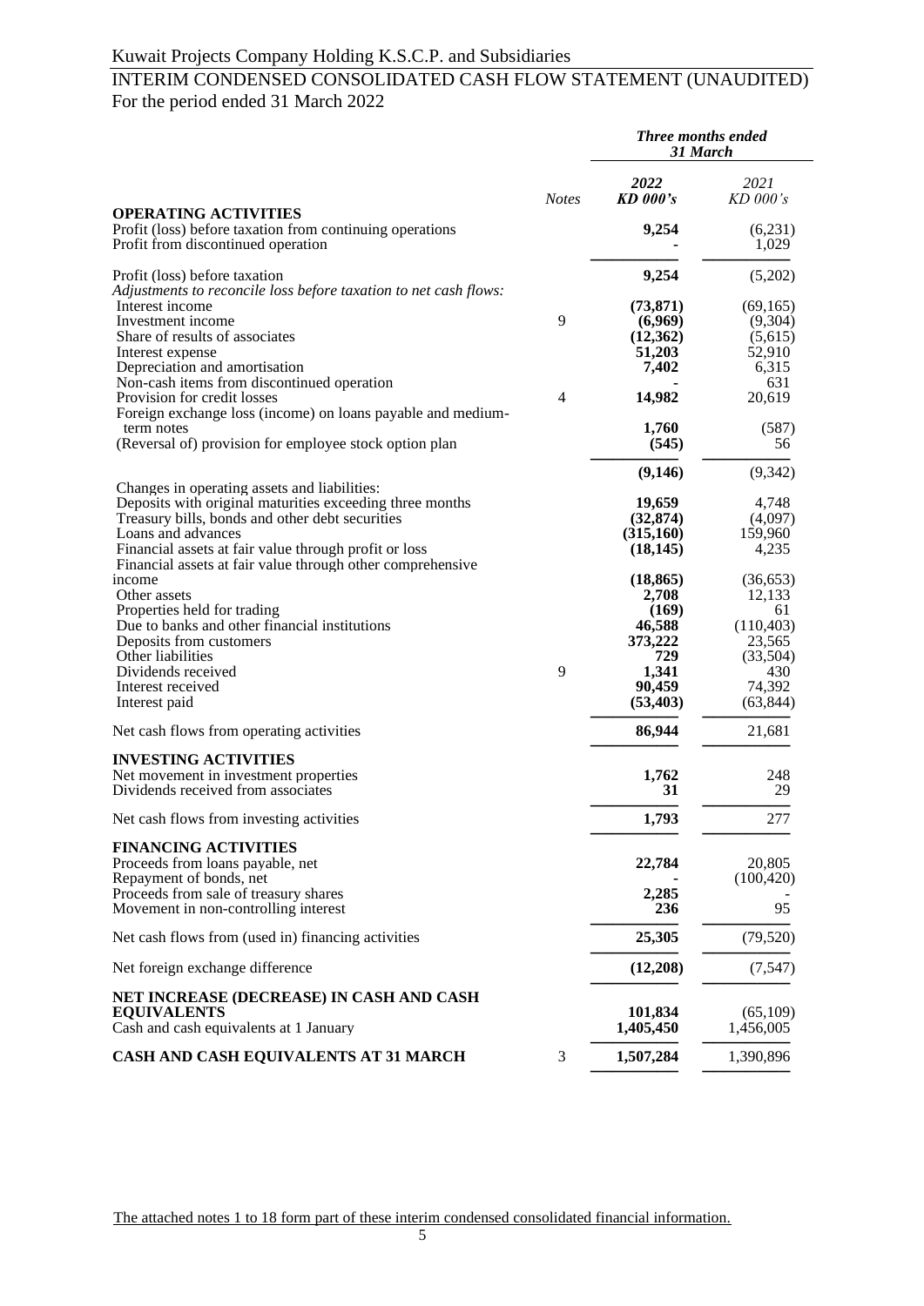Kuwait Projects Company Holding K.S.C.P. and Subsidiaries

# INTERIM CONDENSED CONSOLIDATED CASH FLOW STATEMENT (UNAUDITED)

For the period ended 31 March 2022

| | Notes | *Three months ended 31 March* | |
|---|---|---|---|
| | | ***2022*** ***KD 000's*** | *2021* *KD 000's* |
| **OPERATING ACTIVITIES** | | | |
| Profit (loss) before taxation from continuing operations | | **9,254** | (6,231) |
| Profit from discontinued operation | | **-** | 1,029 |
| Profit (loss) before taxation | | **9,254** | (5,202) |
| *Adjustments to reconcile loss before taxation to net cash flows:* | | | |
| Interest income | | **(73,871)** | (69,165) |
| Investment income | 9 | **(6,969)** | (9,304) |
| Share of results of associates | | **(12,362)** | (5,615) |
| Interest expense | | **51,203** | 52,910 |
| Depreciation and amortisation | | **7,402** | 6,315 |
| Non-cash items from discontinued operation | | **-** | 631 |
| Provision for credit losses | 4 | **14,982** | 20,619 |
| Foreign exchange loss (income) on loans payable and medium-term notes | | **1,760** | (587) |
| (Reversal of) provision for employee stock option plan | | **(545)** | 56 |
| | | **(9,146)** | (9,342) |
| Changes in operating assets and liabilities: | | | |
| Deposits with original maturities exceeding three months | | **19,659** | 4,748 |
| Treasury bills, bonds and other debt securities | | **(32,874)** | (4,097) |
| Loans and advances | | **(315,160)** | 159,960 |
| Financial assets at fair value through profit or loss | | **(18,145)** | 4,235 |
| Financial assets at fair value through other comprehensive income | | **(18,865)** | (36,653) |
| Other assets | | **2,708** | 12,133 |
| Properties held for trading | | **(169)** | 61 |
| Due to banks and other financial institutions | | **46,588** | (110,403) |
| Deposits from customers | | **373,222** | 23,565 |
| Other liabilities | | **729** | (33,504) |
| Dividends received | 9 | **1,341** | 430 |
| Interest received | | **90,459** | 74,392 |
| Interest paid | | **(53,403)** | (63,844) |
| Net cash flows from operating activities | | **86,944** | 21,681 |
| **INVESTING ACTIVITIES** | | | |
| Net movement in investment properties | | **1,762** | 248 |
| Dividends received from associates | | **31** | 29 |
| Net cash flows from investing activities | | **1,793** | 277 |
| **FINANCING ACTIVITIES** | | | |
| Proceeds from loans payable, net | | **22,784** | 20,805 |
| Repayment of bonds, net | | **-** | (100,420) |
| Proceeds from sale of treasury shares | | **2,285** | - |
| Movement in non-controlling interest | | **236** | 95 |
| Net cash flows from (used in) financing activities | | **25,305** | (79,520) |
| Net foreign exchange difference | | **(12,208)** | (7,547) |
| **NET INCREASE (DECREASE) IN CASH AND CASH EQUIVALENTS** | | **101,834** | (65,109) |
| Cash and cash equivalents at 1 January | | **1,405,450** | 1,456,005 |
| **CASH AND CASH EQUIVALENTS AT 31 MARCH** | 3 | **1,507,284** | 1,390,896 |

The attached notes 1 to 18 form part of these interim condensed consolidated financial information.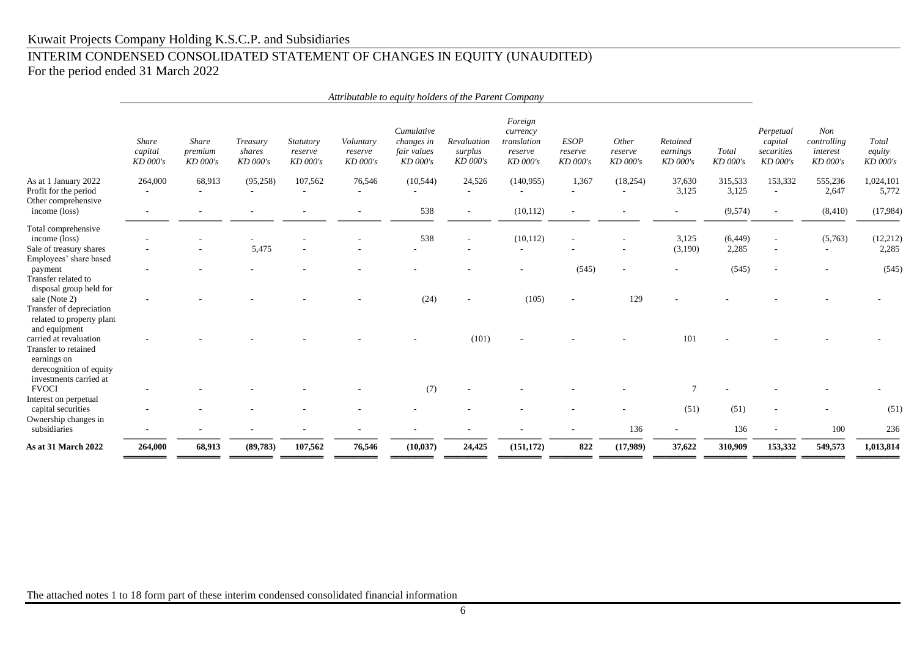Kuwait Projects Company Holding K.S.C.P. and Subsidiaries

# INTERIM CONDENSED CONSOLIDATED STATEMENT OF CHANGES IN EQUITY (UNAUDITED)

For the period ended 31 March 2022

| | *Attributable to equity holders of the Parent Company* | | | | | | | | | | | | | | |
|---|---|---|---|---|---|---|---|---|---|---|---|---|---|---|---|
| | *Share capital KD 000's* | *Share premium KD 000's* | *Treasury shares KD 000's* | *Statutory reserve KD 000's* | *Voluntary reserve KD 000's* | *Cumulative changes in fair values KD 000's* | *Revaluation surplus KD 000's* | *Foreign currency translation reserve KD 000's* | *ESOP reserve KD 000's* | *Other reserve KD 000's* | *Retained earnings KD 000's* | *Total KD 000's* | *Perpetual capital securities KD 000's* | *Non controlling interest KD 000's* | *Total equity KD 000's* |
| As at 1 January 2022 | 264,000 | 68,913 | (95,258) | 107,562 | 76,546 | (10,544) | 24,526 | (140,955) | 1,367 | (18,254) | 37,630 | 315,533 | 153,332 | 555,236 | 1,024,101 |
| Profit for the period | - | - | - | - | - | - | - | - | - | - | 3,125 | 3,125 | - | 2,647 | 5,772 |
| Other comprehensive income (loss) | - | - | - | - | - | 538 | - | (10,112) | - | - | - | (9,574) | - | (8,410) | (17,984) |
| Total comprehensive income (loss) | - | - | - | - | - | 538 | - | (10,112) | - | - | 3,125 | (6,449) | - | (5,763) | (12,212) |
| Sale of treasury shares | - | - | 5,475 | - | - | - | - | - | - | - | (3,190) | 2,285 | - | - | 2,285 |
| Employees' share based payment | - | - | - | - | - | - | - | - | (545) | - | - | (545) | - | - | (545) |
| Transfer related to disposal group held for sale (Note 2) | - | - | - | - | - | (24) | - | (105) | - | 129 | - | - | - | - | - |
| Transfer of depreciation related to property plant and equipment carried at revaluation | - | - | - | - | - | - | (101) | - | - | - | 101 | - | - | - | - |
| Transfer to retained earnings on derecognition of equity investments carried at FVOCI | - | - | - | - | - | (7) | - | - | - | - | 7 | - | - | - | - |
| Interest on perpetual capital securities | - | - | - | - | - | - | - | - | - | - | (51) | (51) | - | - | (51) |
| Ownership changes in subsidiaries | - | - | - | - | - | - | - | - | - | 136 | - | 136 | - | 100 | 236 |
| **As at 31 March 2022** | **264,000** | **68,913** | **(89,783)** | **107,562** | **76,546** | **(10,037)** | **24,425** | **(151,172)** | **822** | **(17,989)** | **37,622** | **310,909** | **153,332** | **549,573** | **1,013,814** |

The attached notes 1 to 18 form part of these interim condensed consolidated financial information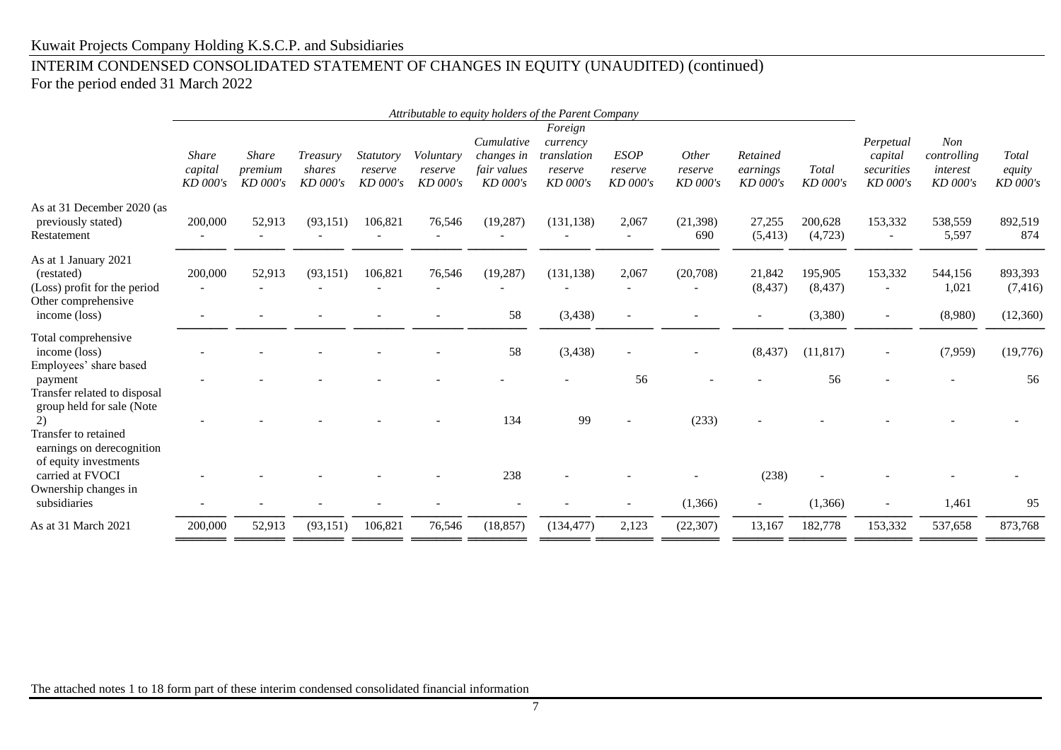Kuwait Projects Company Holding K.S.C.P. and Subsidiaries

# INTERIM CONDENSED CONSOLIDATED STATEMENT OF CHANGES IN EQUITY (UNAUDITED) (continued)

For the period ended 31 March 2022

| | *Attributable to equity holders of the Parent Company* | | | | | | | | | | | | | |
|---|---|---|---|---|---|---|---|---|---|---|---|---|---|---|
| | *Share capital KD 000's* | *Share premium KD 000's* | *Treasury shares KD 000's* | *Statutory reserve KD 000's* | *Voluntary reserve KD 000's* | *Cumulative changes in fair values KD 000's* | *Foreign currency translation reserve KD 000's* | *ESOP reserve KD 000's* | *Other reserve KD 000's* | *Retained earnings KD 000's* | *Total KD 000's* | *Perpetual capital securities KD 000's* | *Non controlling interest KD 000's* | *Total equity KD 000's* |
| As at 31 December 2020 (as previously stated) | 200,000 | 52,913 | (93,151) | 106,821 | 76,546 | (19,287) | (131,138) | 2,067 | (21,398) | 27,255 | 200,628 | 153,332 | 538,559 | 892,519 |
| Restatement | - | - | - | - | - | - | - | - | 690 | (5,413) | (4,723) | - | 5,597 | 874 |
| As at 1 January 2021 (restated) | 200,000 | 52,913 | (93,151) | 106,821 | 76,546 | (19,287) | (131,138) | 2,067 | (20,708) | 21,842 | 195,905 | 153,332 | 544,156 | 893,393 |
| (Loss) profit for the period | - | - | - | - | - | - | - | - | - | (8,437) | (8,437) | - | 1,021 | (7,416) |
| Other comprehensive income (loss) | - | - | - | - | - | 58 | (3,438) | - | - | - | (3,380) | - | (8,980) | (12,360) |
| Total comprehensive income (loss) | - | - | - | - | - | 58 | (3,438) | - | - | (8,437) | (11,817) | - | (7,959) | (19,776) |
| Employees' share based payment | - | - | - | - | - | - | - | 56 | - | - | 56 | - | - | 56 |
| Transfer related to disposal group held for sale (Note 2) | - | - | - | - | - | 134 | 99 | - | (233) | - | - | - | - | - |
| Transfer to retained earnings on derecognition of equity investments carried at FVOCI | - | - | - | - | - | 238 | - | - | - | (238) | - | - | - | - |
| Ownership changes in subsidiaries | - | - | - | - | - | - | - | - | (1,366) | - | (1,366) | - | 1,461 | 95 |
| As at 31 March 2021 | 200,000 | 52,913 | (93,151) | 106,821 | 76,546 | (18,857) | (134,477) | 2,123 | (22,307) | 13,167 | 182,778 | 153,332 | 537,658 | 873,768 |

The attached notes 1 to 18 form part of these interim condensed consolidated financial information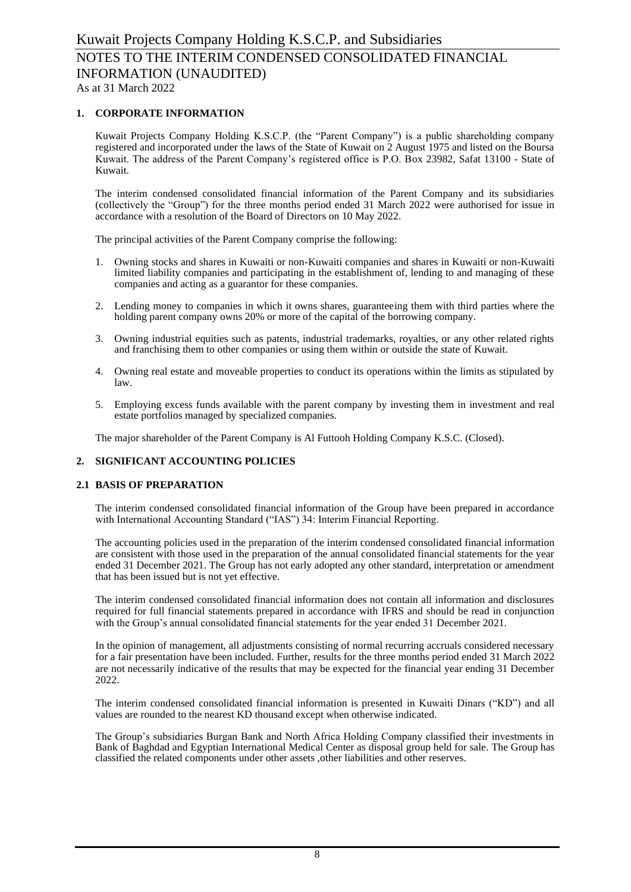## 1. CORPORATE INFORMATION

Kuwait Projects Company Holding K.S.C.P. (the "Parent Company") is a public shareholding company registered and incorporated under the laws of the State of Kuwait on 2 August 1975 and listed on the Boursa Kuwait. The address of the Parent Company's registered office is P.O. Box 23982, Safat 13100 - State of Kuwait.

The interim condensed consolidated financial information of the Parent Company and its subsidiaries (collectively the "Group") for the three months period ended 31 March 2022 were authorised for issue in accordance with a resolution of the Board of Directors on 10 May 2022.

The principal activities of the Parent Company comprise the following:

1. Owning stocks and shares in Kuwaiti or non-Kuwaiti companies and shares in Kuwaiti or non-Kuwaiti limited liability companies and participating in the establishment of, lending to and managing of these companies and acting as a guarantor for these companies.

2. Lending money to companies in which it owns shares, guaranteeing them with third parties where the holding parent company owns 20% or more of the capital of the borrowing company.

3. Owning industrial equities such as patents, industrial trademarks, royalties, or any other related rights and franchising them to other companies or using them within or outside the state of Kuwait.

4. Owning real estate and moveable properties to conduct its operations within the limits as stipulated by law.

5. Employing excess funds available with the parent company by investing them in investment and real estate portfolios managed by specialized companies.

The major shareholder of the Parent Company is Al Futtooh Holding Company K.S.C. (Closed).

## 2. SIGNIFICANT ACCOUNTING POLICIES

### 2.1 BASIS OF PREPARATION

The interim condensed consolidated financial information of the Group have been prepared in accordance with International Accounting Standard ("IAS") 34: Interim Financial Reporting.

The accounting policies used in the preparation of the interim condensed consolidated financial information are consistent with those used in the preparation of the annual consolidated financial statements for the year ended 31 December 2021. The Group has not early adopted any other standard, interpretation or amendment that has been issued but is not yet effective.

The interim condensed consolidated financial information does not contain all information and disclosures required for full financial statements prepared in accordance with IFRS and should be read in conjunction with the Group's annual consolidated financial statements for the year ended 31 December 2021.

In the opinion of management, all adjustments consisting of normal recurring accruals considered necessary for a fair presentation have been included. Further, results for the three months period ended 31 March 2022 are not necessarily indicative of the results that may be expected for the financial year ending 31 December 2022.

The interim condensed consolidated financial information is presented in Kuwaiti Dinars ("KD") and all values are rounded to the nearest KD thousand except when otherwise indicated.

The Group's subsidiaries Burgan Bank and North Africa Holding Company classified their investments in Bank of Baghdad and Egyptian International Medical Center as disposal group held for sale. The Group has classified the related components under other assets ,other liabilities and other reserves.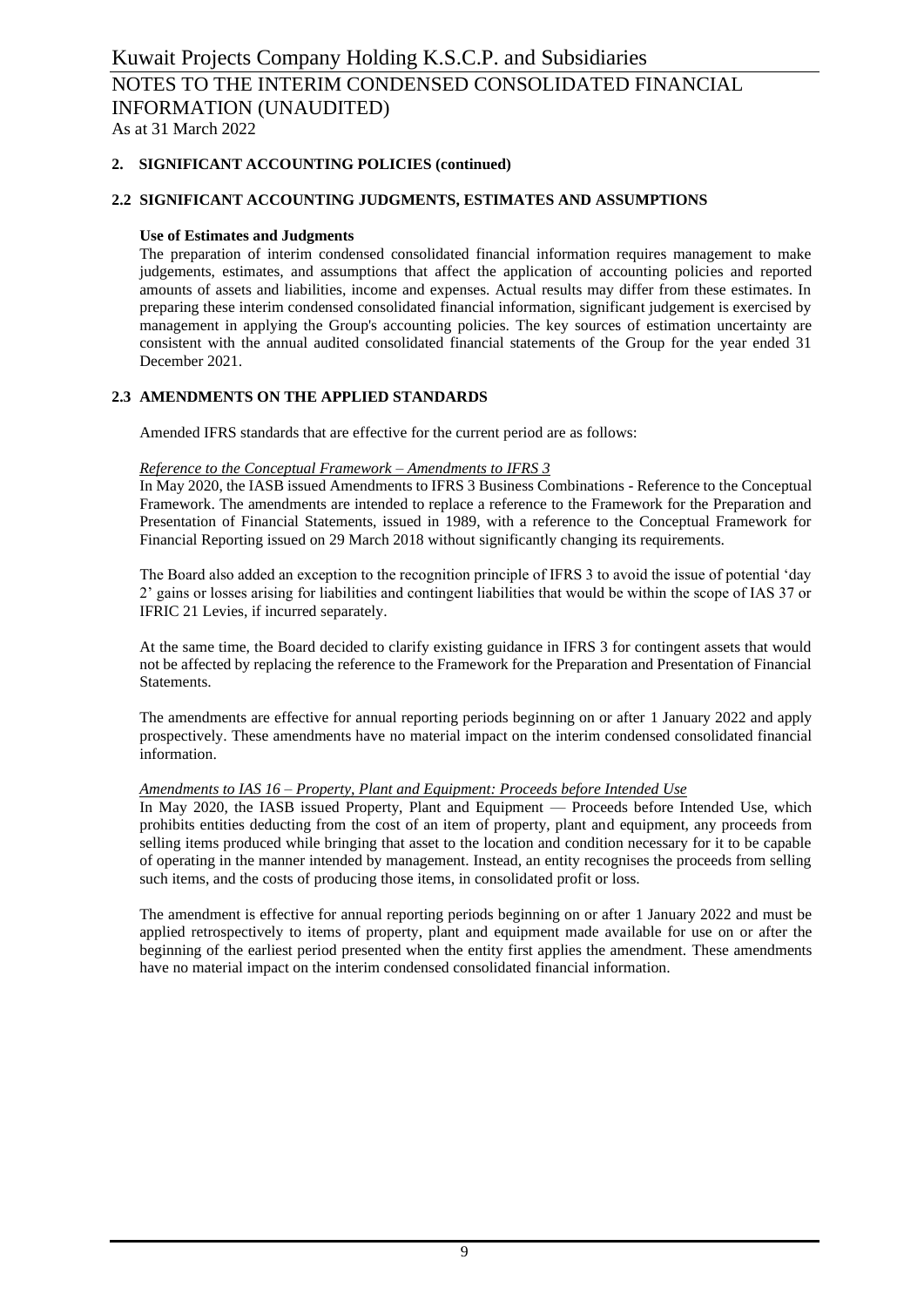## 2. SIGNIFICANT ACCOUNTING POLICIES (continued)

### 2.2 SIGNIFICANT ACCOUNTING JUDGMENTS, ESTIMATES AND ASSUMPTIONS

**Use of Estimates and Judgments**

The preparation of interim condensed consolidated financial information requires management to make judgements, estimates, and assumptions that affect the application of accounting policies and reported amounts of assets and liabilities, income and expenses. Actual results may differ from these estimates. In preparing these interim condensed consolidated financial information, significant judgement is exercised by management in applying the Group's accounting policies. The key sources of estimation uncertainty are consistent with the annual audited consolidated financial statements of the Group for the year ended 31 December 2021.

### 2.3 AMENDMENTS ON THE APPLIED STANDARDS

Amended IFRS standards that are effective for the current period are as follows:

*Reference to the Conceptual Framework – Amendments to IFRS 3*

In May 2020, the IASB issued Amendments to IFRS 3 Business Combinations - Reference to the Conceptual Framework. The amendments are intended to replace a reference to the Framework for the Preparation and Presentation of Financial Statements, issued in 1989, with a reference to the Conceptual Framework for Financial Reporting issued on 29 March 2018 without significantly changing its requirements.

The Board also added an exception to the recognition principle of IFRS 3 to avoid the issue of potential 'day 2' gains or losses arising for liabilities and contingent liabilities that would be within the scope of IAS 37 or IFRIC 21 Levies, if incurred separately.

At the same time, the Board decided to clarify existing guidance in IFRS 3 for contingent assets that would not be affected by replacing the reference to the Framework for the Preparation and Presentation of Financial Statements.

The amendments are effective for annual reporting periods beginning on or after 1 January 2022 and apply prospectively. These amendments have no material impact on the interim condensed consolidated financial information.

*Amendments to IAS 16 – Property, Plant and Equipment: Proceeds before Intended Use*

In May 2020, the IASB issued Property, Plant and Equipment — Proceeds before Intended Use, which prohibits entities deducting from the cost of an item of property, plant and equipment, any proceeds from selling items produced while bringing that asset to the location and condition necessary for it to be capable of operating in the manner intended by management. Instead, an entity recognises the proceeds from selling such items, and the costs of producing those items, in consolidated profit or loss.

The amendment is effective for annual reporting periods beginning on or after 1 January 2022 and must be applied retrospectively to items of property, plant and equipment made available for use on or after the beginning of the earliest period presented when the entity first applies the amendment. These amendments have no material impact on the interim condensed consolidated financial information.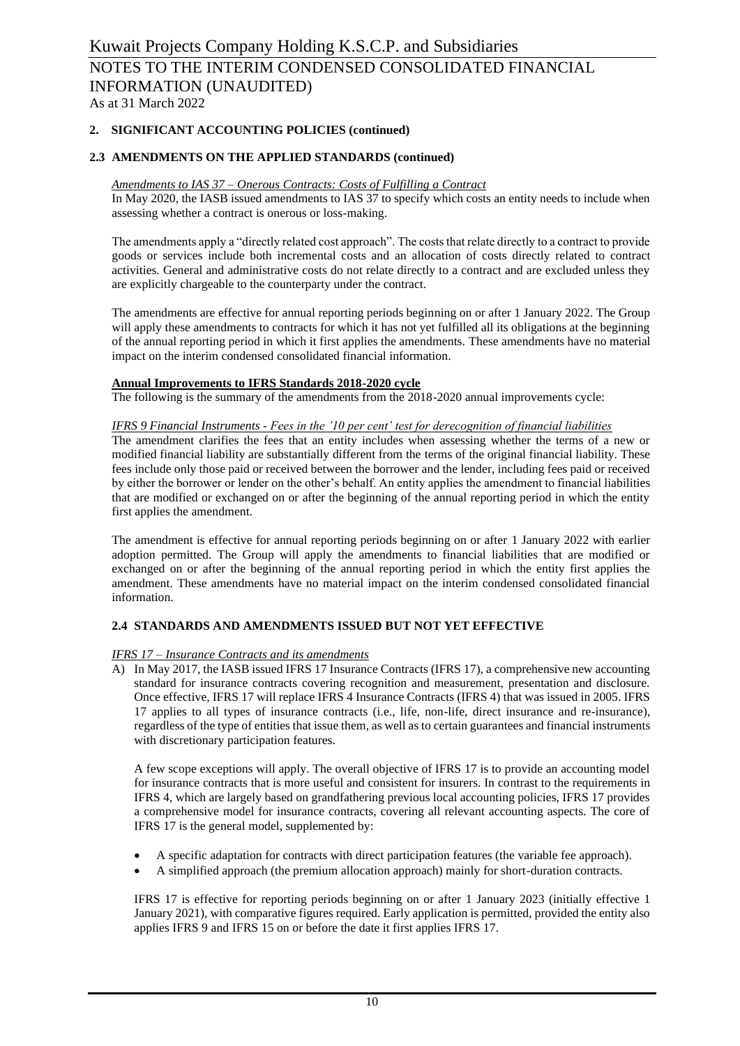## 2. SIGNIFICANT ACCOUNTING POLICIES (continued)

### 2.3 AMENDMENTS ON THE APPLIED STANDARDS (continued)

*Amendments to IAS 37 – Onerous Contracts: Costs of Fulfilling a Contract*

In May 2020, the IASB issued amendments to IAS 37 to specify which costs an entity needs to include when assessing whether a contract is onerous or loss-making.

The amendments apply a "directly related cost approach". The costs that relate directly to a contract to provide goods or services include both incremental costs and an allocation of costs directly related to contract activities. General and administrative costs do not relate directly to a contract and are excluded unless they are explicitly chargeable to the counterparty under the contract.

The amendments are effective for annual reporting periods beginning on or after 1 January 2022. The Group will apply these amendments to contracts for which it has not yet fulfilled all its obligations at the beginning of the annual reporting period in which it first applies the amendments. These amendments have no material impact on the interim condensed consolidated financial information.

**Annual Improvements to IFRS Standards 2018-2020 cycle**

The following is the summary of the amendments from the 2018-2020 annual improvements cycle:

*IFRS 9 Financial Instruments - Fees in the '10 per cent' test for derecognition of financial liabilities*

The amendment clarifies the fees that an entity includes when assessing whether the terms of a new or modified financial liability are substantially different from the terms of the original financial liability. These fees include only those paid or received between the borrower and the lender, including fees paid or received by either the borrower or lender on the other's behalf. An entity applies the amendment to financial liabilities that are modified or exchanged on or after the beginning of the annual reporting period in which the entity first applies the amendment.

The amendment is effective for annual reporting periods beginning on or after 1 January 2022 with earlier adoption permitted. The Group will apply the amendments to financial liabilities that are modified or exchanged on or after the beginning of the annual reporting period in which the entity first applies the amendment. These amendments have no material impact on the interim condensed consolidated financial information.

### 2.4 STANDARDS AND AMENDMENTS ISSUED BUT NOT YET EFFECTIVE

*IFRS 17 – Insurance Contracts and its amendments*

A) In May 2017, the IASB issued IFRS 17 Insurance Contracts (IFRS 17), a comprehensive new accounting standard for insurance contracts covering recognition and measurement, presentation and disclosure. Once effective, IFRS 17 will replace IFRS 4 Insurance Contracts (IFRS 4) that was issued in 2005. IFRS 17 applies to all types of insurance contracts (i.e., life, non-life, direct insurance and re-insurance), regardless of the type of entities that issue them, as well as to certain guarantees and financial instruments with discretionary participation features.

A few scope exceptions will apply. The overall objective of IFRS 17 is to provide an accounting model for insurance contracts that is more useful and consistent for insurers. In contrast to the requirements in IFRS 4, which are largely based on grandfathering previous local accounting policies, IFRS 17 provides a comprehensive model for insurance contracts, covering all relevant accounting aspects. The core of IFRS 17 is the general model, supplemented by:

- A specific adaptation for contracts with direct participation features (the variable fee approach).
- A simplified approach (the premium allocation approach) mainly for short-duration contracts.

IFRS 17 is effective for reporting periods beginning on or after 1 January 2023 (initially effective 1 January 2021), with comparative figures required. Early application is permitted, provided the entity also applies IFRS 9 and IFRS 15 on or before the date it first applies IFRS 17.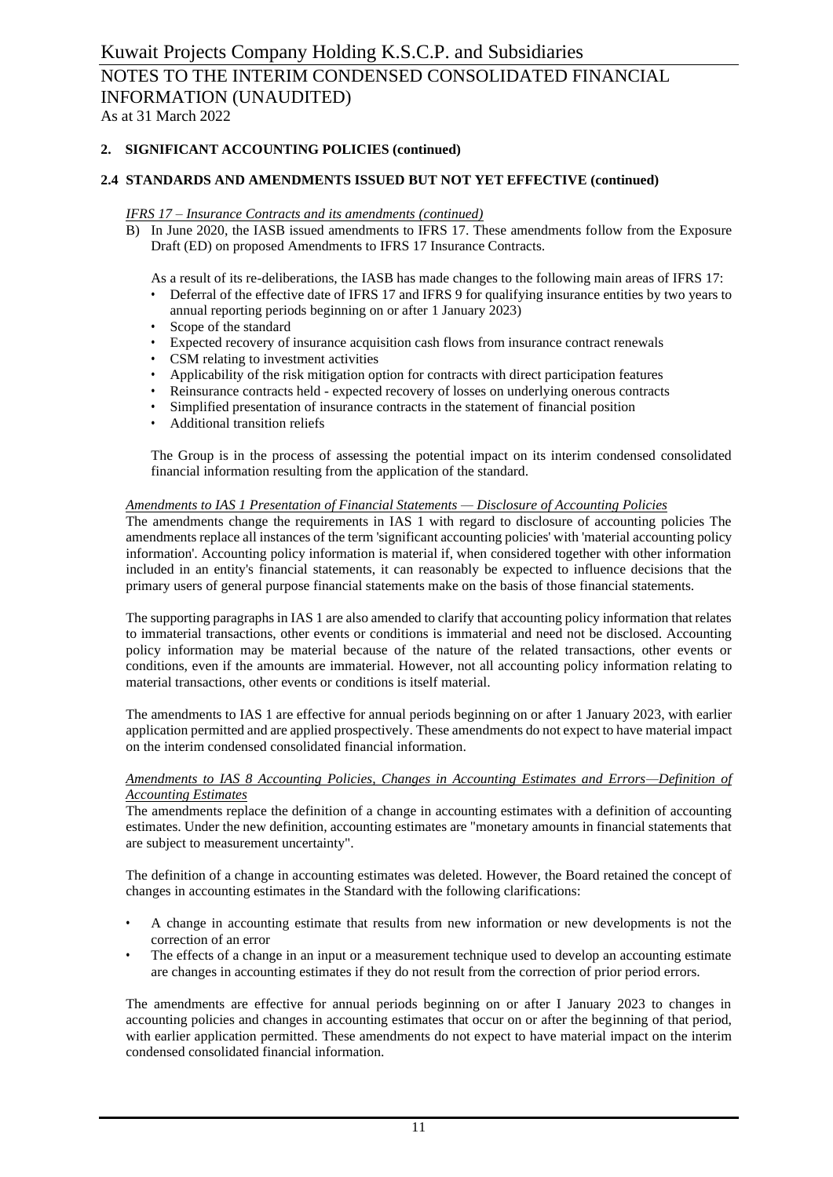## 2. SIGNIFICANT ACCOUNTING POLICIES (continued)

### 2.4 STANDARDS AND AMENDMENTS ISSUED BUT NOT YET EFFECTIVE (continued)

*IFRS 17 – Insurance Contracts and its amendments (continued)*

B) In June 2020, the IASB issued amendments to IFRS 17. These amendments follow from the Exposure Draft (ED) on proposed Amendments to IFRS 17 Insurance Contracts.

As a result of its re-deliberations, the IASB has made changes to the following main areas of IFRS 17:

- Deferral of the effective date of IFRS 17 and IFRS 9 for qualifying insurance entities by two years to annual reporting periods beginning on or after 1 January 2023)
- Scope of the standard
- Expected recovery of insurance acquisition cash flows from insurance contract renewals
- CSM relating to investment activities
- Applicability of the risk mitigation option for contracts with direct participation features
- Reinsurance contracts held - expected recovery of losses on underlying onerous contracts
- Simplified presentation of insurance contracts in the statement of financial position
- Additional transition reliefs

The Group is in the process of assessing the potential impact on its interim condensed consolidated financial information resulting from the application of the standard.

*Amendments to IAS 1 Presentation of Financial Statements — Disclosure of Accounting Policies*

The amendments change the requirements in IAS 1 with regard to disclosure of accounting policies The amendments replace all instances of the term 'significant accounting policies' with 'material accounting policy information'. Accounting policy information is material if, when considered together with other information included in an entity's financial statements, it can reasonably be expected to influence decisions that the primary users of general purpose financial statements make on the basis of those financial statements.

The supporting paragraphs in IAS 1 are also amended to clarify that accounting policy information that relates to immaterial transactions, other events or conditions is immaterial and need not be disclosed. Accounting policy information may be material because of the nature of the related transactions, other events or conditions, even if the amounts are immaterial. However, not all accounting policy information relating to material transactions, other events or conditions is itself material.

The amendments to IAS 1 are effective for annual periods beginning on or after 1 January 2023, with earlier application permitted and are applied prospectively. These amendments do not expect to have material impact on the interim condensed consolidated financial information.

*Amendments to IAS 8 Accounting Policies, Changes in Accounting Estimates and Errors—Definition of Accounting Estimates*

The amendments replace the definition of a change in accounting estimates with a definition of accounting estimates. Under the new definition, accounting estimates are "monetary amounts in financial statements that are subject to measurement uncertainty".

The definition of a change in accounting estimates was deleted. However, the Board retained the concept of changes in accounting estimates in the Standard with the following clarifications:

- A change in accounting estimate that results from new information or new developments is not the correction of an error
- The effects of a change in an input or a measurement technique used to develop an accounting estimate are changes in accounting estimates if they do not result from the correction of prior period errors.

The amendments are effective for annual periods beginning on or after I January 2023 to changes in accounting policies and changes in accounting estimates that occur on or after the beginning of that period, with earlier application permitted. These amendments do not expect to have material impact on the interim condensed consolidated financial information.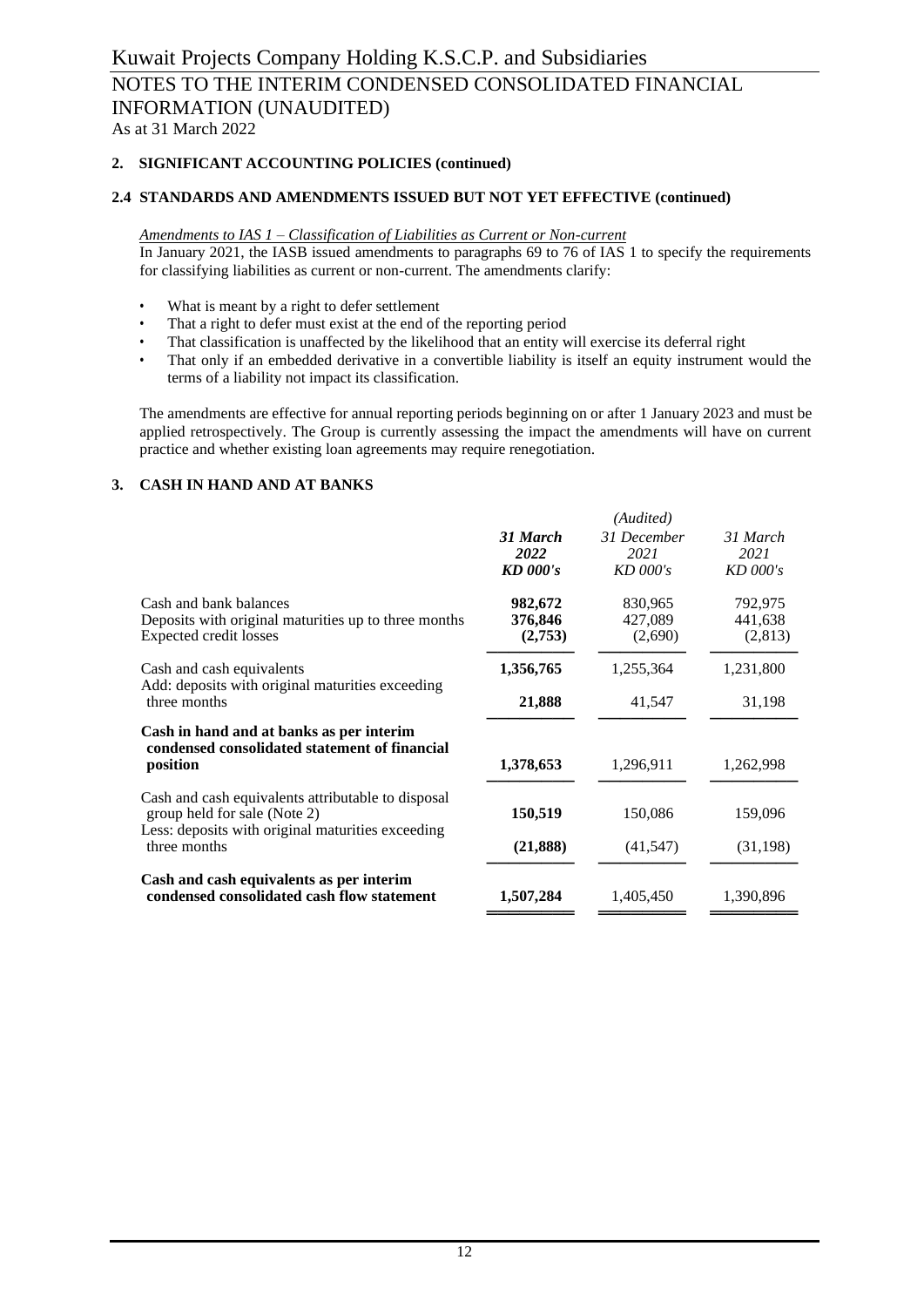## 2. SIGNIFICANT ACCOUNTING POLICIES (continued)

### 2.4 STANDARDS AND AMENDMENTS ISSUED BUT NOT YET EFFECTIVE (continued)

*Amendments to IAS 1 – Classification of Liabilities as Current or Non-current*

In January 2021, the IASB issued amendments to paragraphs 69 to 76 of IAS 1 to specify the requirements for classifying liabilities as current or non-current. The amendments clarify:

- What is meant by a right to defer settlement
- That a right to defer must exist at the end of the reporting period
- That classification is unaffected by the likelihood that an entity will exercise its deferral right
- That only if an embedded derivative in a convertible liability is itself an equity instrument would the terms of a liability not impact its classification.

The amendments are effective for annual reporting periods beginning on or after 1 January 2023 and must be applied retrospectively. The Group is currently assessing the impact the amendments will have on current practice and whether existing loan agreements may require renegotiation.

## 3. CASH IN HAND AND AT BANKS

| | | *(Audited)* | |
|---|---|---|---|
| | ***31 March 2022 KD 000's*** | *31 December 2021 KD 000's* | *31 March 2021 KD 000's* |
| Cash and bank balances | **982,672** | 830,965 | 792,975 |
| Deposits with original maturities up to three months | **376,846** | 427,089 | 441,638 |
| Expected credit losses | **(2,753)** | (2,690) | (2,813) |
| Cash and cash equivalents | **1,356,765** | 1,255,364 | 1,231,800 |
| Add: deposits with original maturities exceeding three months | **21,888** | 41,547 | 31,198 |
| **Cash in hand and at banks as per interim condensed consolidated statement of financial position** | **1,378,653** | 1,296,911 | 1,262,998 |
| Cash and cash equivalents attributable to disposal group held for sale (Note 2) | **150,519** | 150,086 | 159,096 |
| Less: deposits with original maturities exceeding three months | **(21,888)** | (41,547) | (31,198) |
| **Cash and cash equivalents as per interim condensed consolidated cash flow statement** | **1,507,284** | 1,405,450 | 1,390,896 |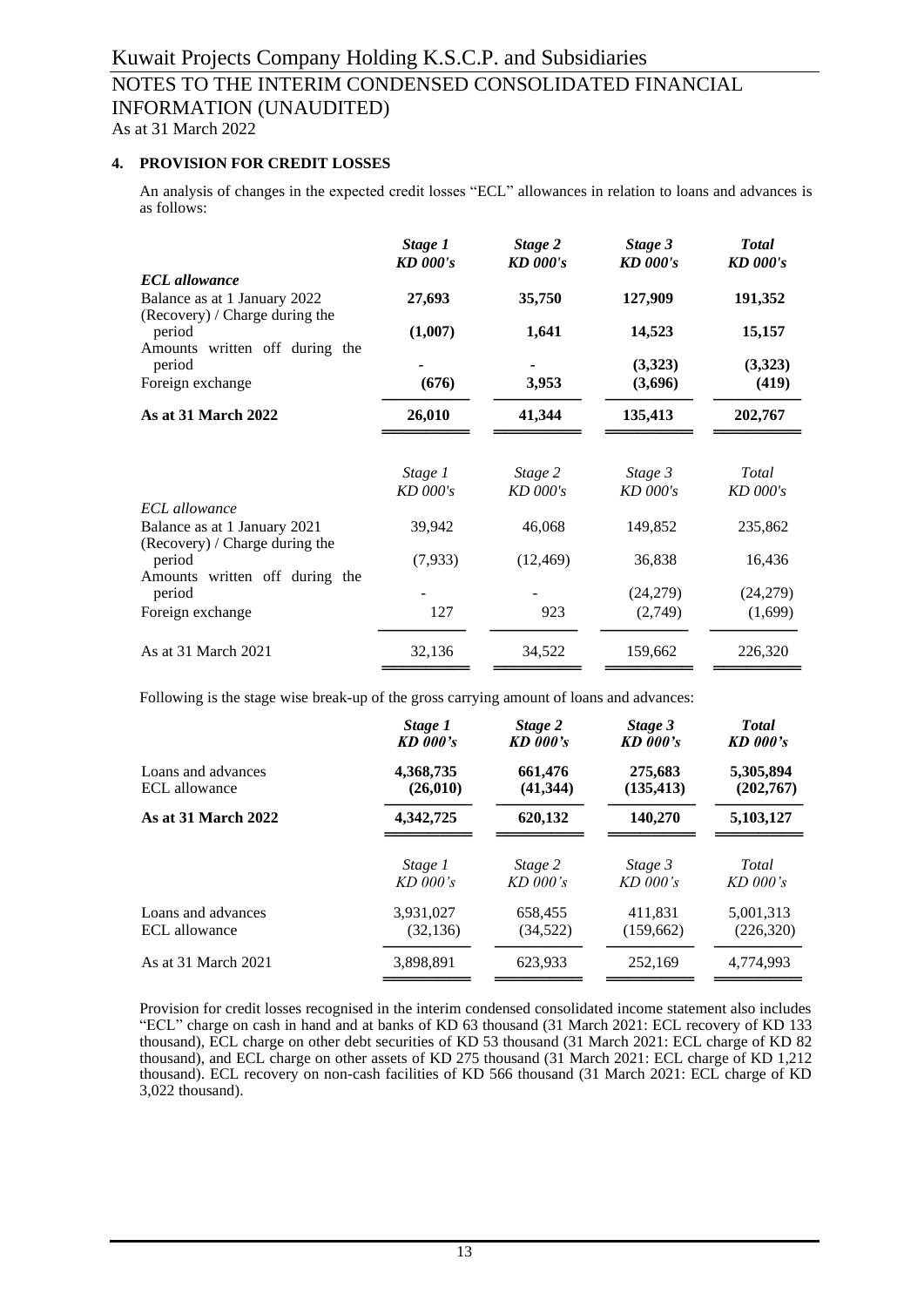## 4. PROVISION FOR CREDIT LOSSES

An analysis of changes in the expected credit losses "ECL" allowances in relation to loans and advances is as follows:

| | ***Stage 1*** ***KD 000's*** | ***Stage 2*** ***KD 000's*** | ***Stage 3*** ***KD 000's*** | ***Total*** ***KD 000's*** |
|---|---|---|---|---|
| ***ECL allowance*** | | | | |
| Balance as at 1 January 2022 | **27,693** | **35,750** | **127,909** | **191,352** |
| (Recovery) / Charge during the period | **(1,007)** | **1,641** | **14,523** | **15,157** |
| Amounts written off during the period | **-** | **-** | **(3,323)** | **(3,323)** |
| Foreign exchange | **(676)** | **3,953** | **(3,696)** | **(419)** |
| **As at 31 March 2022** | **26,010** | **41,344** | **135,413** | **202,767** |

| | *Stage 1* *KD 000's* | *Stage 2* *KD 000's* | *Stage 3* *KD 000's* | *Total* *KD 000's* |
|---|---|---|---|---|
| *ECL allowance* | | | | |
| Balance as at 1 January 2021 | 39,942 | 46,068 | 149,852 | 235,862 |
| (Recovery) / Charge during the period | (7,933) | (12,469) | 36,838 | 16,436 |
| Amounts written off during the period | - | - | (24,279) | (24,279) |
| Foreign exchange | 127 | 923 | (2,749) | (1,699) |
| As at 31 March 2021 | 32,136 | 34,522 | 159,662 | 226,320 |

Following is the stage wise break-up of the gross carrying amount of loans and advances:

| | ***Stage 1*** ***KD 000's*** | ***Stage 2*** ***KD 000's*** | ***Stage 3*** ***KD 000's*** | ***Total*** ***KD 000's*** |
|---|---|---|---|---|
| Loans and advances | **4,368,735** | **661,476** | **275,683** | **5,305,894** |
| ECL allowance | **(26,010)** | **(41,344)** | **(135,413)** | **(202,767)** |
| **As at 31 March 2022** | **4,342,725** | **620,132** | **140,270** | **5,103,127** |

| | *Stage 1* *KD 000's* | *Stage 2* *KD 000's* | *Stage 3* *KD 000's* | *Total* *KD 000's* |
|---|---|---|---|---|
| Loans and advances | 3,931,027 | 658,455 | 411,831 | 5,001,313 |
| ECL allowance | (32,136) | (34,522) | (159,662) | (226,320) |
| As at 31 March 2021 | 3,898,891 | 623,933 | 252,169 | 4,774,993 |

Provision for credit losses recognised in the interim condensed consolidated income statement also includes "ECL" charge on cash in hand and at banks of KD 63 thousand (31 March 2021: ECL recovery of KD 133 thousand), ECL charge on other debt securities of KD 53 thousand (31 March 2021: ECL charge of KD 82 thousand), and ECL charge on other assets of KD 275 thousand (31 March 2021: ECL charge of KD 1,212 thousand). ECL recovery on non-cash facilities of KD 566 thousand (31 March 2021: ECL charge of KD 3,022 thousand).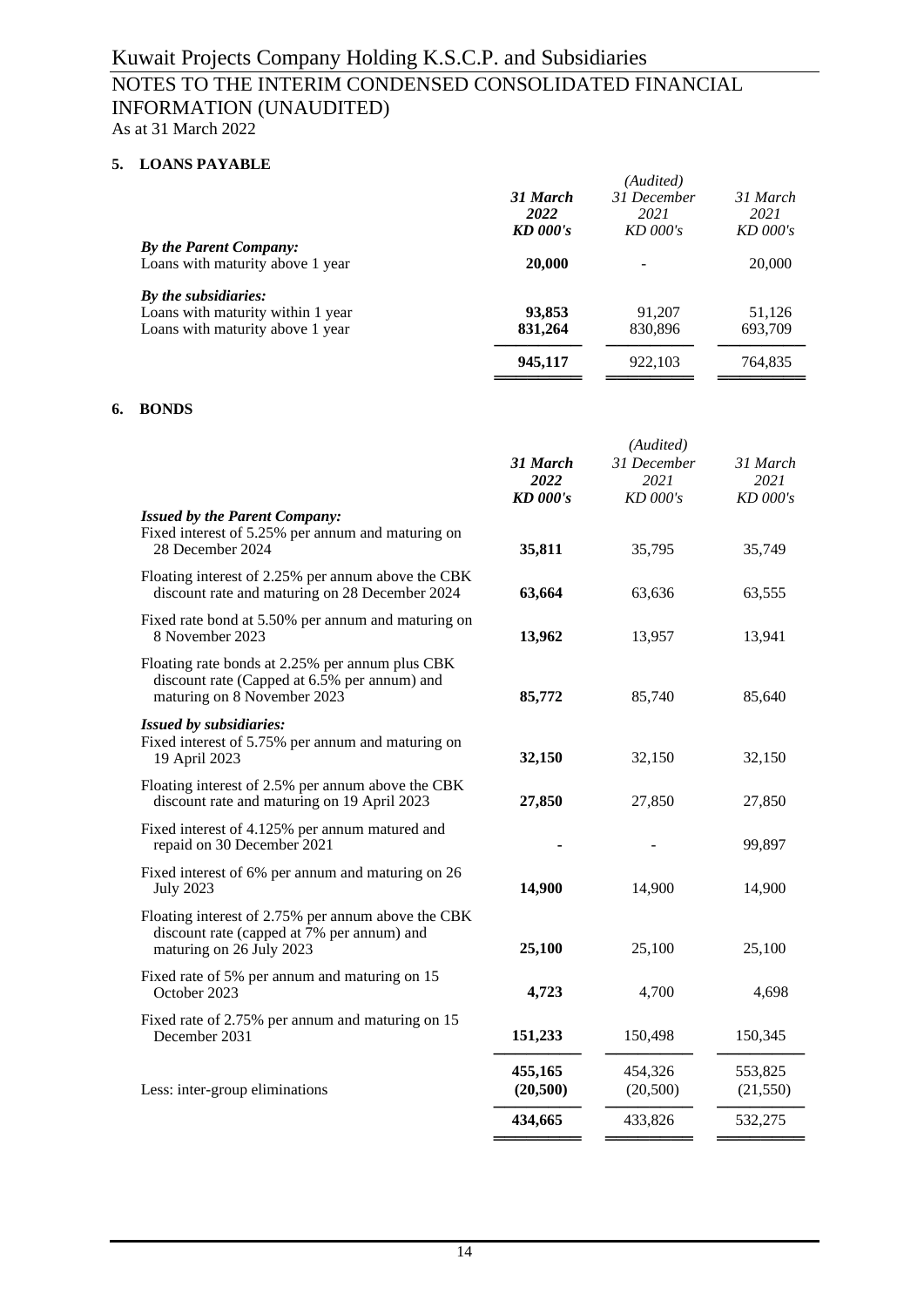# Kuwait Projects Company Holding K.S.C.P. and Subsidiaries

## NOTES TO THE INTERIM CONDENSED CONSOLIDATED FINANCIAL INFORMATION (UNAUDITED)

As at 31 March 2022

### 5. LOANS PAYABLE

| | 31 March 2022 KD 000's | (Audited) 31 December 2021 KD 000's | 31 March 2021 KD 000's |
|---|---|---|---|
| ***By the Parent Company:*** | | | |
| Loans with maturity above 1 year | **20,000** | - | 20,000 |
| ***By the subsidiaries:*** | | | |
| Loans with maturity within 1 year | **93,853** | 91,207 | 51,126 |
| Loans with maturity above 1 year | **831,264** | 830,896 | 693,709 |
| | **945,117** | 922,103 | 764,835 |

### 6. BONDS

| | 31 March 2022 KD 000's | (Audited) 31 December 2021 KD 000's | 31 March 2021 KD 000's |
|---|---|---|---|
| ***Issued by the Parent Company:*** | | | |
| Fixed interest of 5.25% per annum and maturing on 28 December 2024 | **35,811** | 35,795 | 35,749 |
| Floating interest of 2.25% per annum above the CBK discount rate and maturing on 28 December 2024 | **63,664** | 63,636 | 63,555 |
| Fixed rate bond at 5.50% per annum and maturing on 8 November 2023 | **13,962** | 13,957 | 13,941 |
| Floating rate bonds at 2.25% per annum plus CBK discount rate (Capped at 6.5% per annum) and maturing on 8 November 2023 | **85,772** | 85,740 | 85,640 |
| ***Issued by subsidiaries:*** | | | |
| Fixed interest of 5.75% per annum and maturing on 19 April 2023 | **32,150** | 32,150 | 32,150 |
| Floating interest of 2.5% per annum above the CBK discount rate and maturing on 19 April 2023 | **27,850** | 27,850 | 27,850 |
| Fixed interest of 4.125% per annum matured and repaid on 30 December 2021 | **-** | - | 99,897 |
| Fixed interest of 6% per annum and maturing on 26 July 2023 | **14,900** | 14,900 | 14,900 |
| Floating interest of 2.75% per annum above the CBK discount rate (capped at 7% per annum) and maturing on 26 July 2023 | **25,100** | 25,100 | 25,100 |
| Fixed rate of 5% per annum and maturing on 15 October 2023 | **4,723** | 4,700 | 4,698 |
| Fixed rate of 2.75% per annum and maturing on 15 December 2031 | **151,233** | 150,498 | 150,345 |
| | **455,165** | 454,326 | 553,825 |
| Less: inter-group eliminations | **(20,500)** | (20,500) | (21,550) |
| | **434,665** | 433,826 | 532,275 |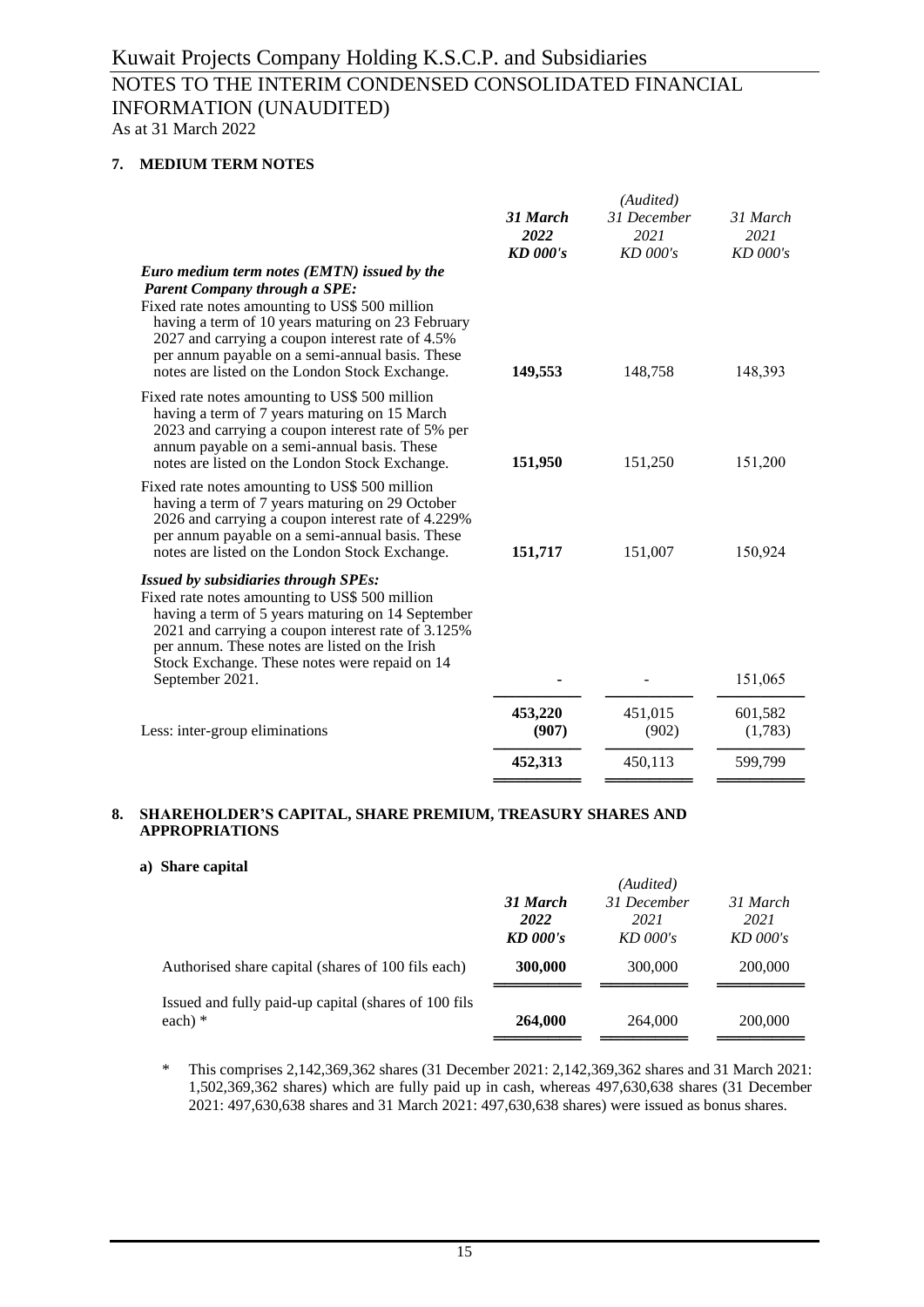Kuwait Projects Company Holding K.S.C.P. and Subsidiaries

NOTES TO THE INTERIM CONDENSED CONSOLIDATED FINANCIAL INFORMATION (UNAUDITED)

As at 31 March 2022

## 7. MEDIUM TERM NOTES

| | ***31 March 2022 KD 000's*** | *(Audited) 31 December 2021 KD 000's* | *31 March 2021 KD 000's* |
|---|---|---|---|
| ***Euro medium term notes (EMTN) issued by the Parent Company through a SPE:*** | | | |
| Fixed rate notes amounting to US$ 500 million having a term of 10 years maturing on 23 February 2027 and carrying a coupon interest rate of 4.5% per annum payable on a semi-annual basis. These notes are listed on the London Stock Exchange. | **149,553** | 148,758 | 148,393 |
| Fixed rate notes amounting to US$ 500 million having a term of 7 years maturing on 15 March 2023 and carrying a coupon interest rate of 5% per annum payable on a semi-annual basis. These notes are listed on the London Stock Exchange. | **151,950** | 151,250 | 151,200 |
| Fixed rate notes amounting to US$ 500 million having a term of 7 years maturing on 29 October 2026 and carrying a coupon interest rate of 4.229% per annum payable on a semi-annual basis. These notes are listed on the London Stock Exchange. | **151,717** | 151,007 | 150,924 |
| ***Issued by subsidiaries through SPEs:*** | | | |
| Fixed rate notes amounting to US$ 500 million having a term of 5 years maturing on 14 September 2021 and carrying a coupon interest rate of 3.125% per annum. These notes are listed on the Irish Stock Exchange. These notes were repaid on 14 September 2021. | **-** | - | 151,065 |
| | **453,220** | 451,015 | 601,582 |
| Less: inter-group eliminations | **(907)** | (902) | (1,783) |
| | **452,313** | 450,113 | 599,799 |

## 8. SHAREHOLDER'S CAPITAL, SHARE PREMIUM, TREASURY SHARES AND APPROPRIATIONS

### a) Share capital

| | ***31 March 2022 KD 000's*** | *(Audited) 31 December 2021 KD 000's* | *31 March 2021 KD 000's* |
|---|---|---|---|
| Authorised share capital (shares of 100 fils each) | **300,000** | 300,000 | 200,000 |
| Issued and fully paid-up capital (shares of 100 fils each) * | **264,000** | 264,000 | 200,000 |

\* This comprises 2,142,369,362 shares (31 December 2021: 2,142,369,362 shares and 31 March 2021: 1,502,369,362 shares) which are fully paid up in cash, whereas 497,630,638 shares (31 December 2021: 497,630,638 shares and 31 March 2021: 497,630,638 shares) were issued as bonus shares.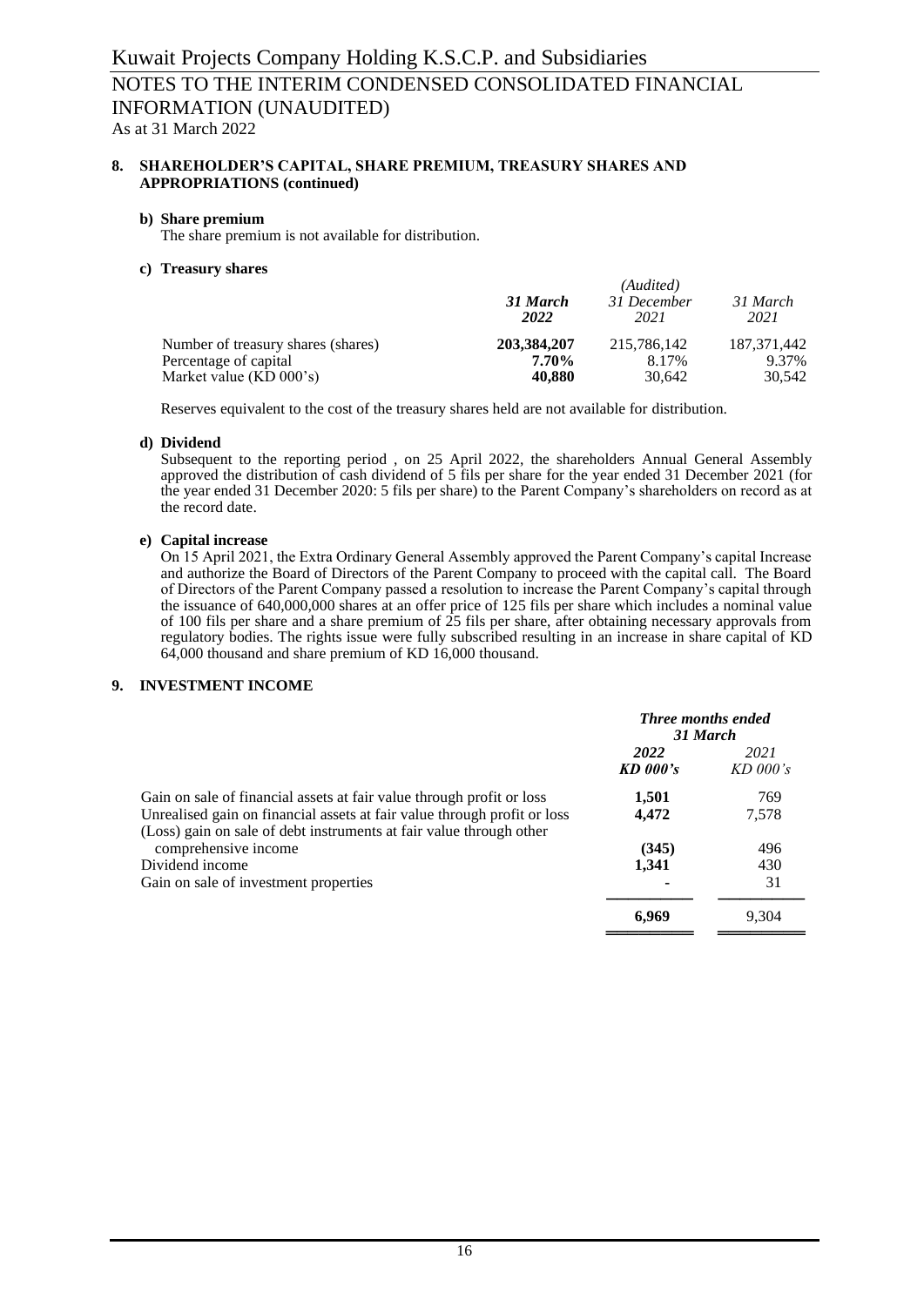## 8. SHAREHOLDER'S CAPITAL, SHARE PREMIUM, TREASURY SHARES AND APPROPRIATIONS (continued)

### b) Share premium

The share premium is not available for distribution.

### c) Treasury shares

| | 31 March 2022 | (Audited) 31 December 2021 | 31 March 2021 |
|---|---|---|---|
| Number of treasury shares (shares) | **203,384,207** | 215,786,142 | 187,371,442 |
| Percentage of capital | **7.70%** | 8.17% | 9.37% |
| Market value (KD 000's) | **40,880** | 30,642 | 30,542 |

Reserves equivalent to the cost of the treasury shares held are not available for distribution.

### d) Dividend

Subsequent to the reporting period , on 25 April 2022, the shareholders Annual General Assembly approved the distribution of cash dividend of 5 fils per share for the year ended 31 December 2021 (for the year ended 31 December 2020: 5 fils per share) to the Parent Company's shareholders on record as at the record date.

### e) Capital increase

On 15 April 2021, the Extra Ordinary General Assembly approved the Parent Company's capital Increase and authorize the Board of Directors of the Parent Company to proceed with the capital call. The Board of Directors of the Parent Company passed a resolution to increase the Parent Company's capital through the issuance of 640,000,000 shares at an offer price of 125 fils per share which includes a nominal value of 100 fils per share and a share premium of 25 fils per share, after obtaining necessary approvals from regulatory bodies. The rights issue were fully subscribed resulting in an increase in share capital of KD 64,000 thousand and share premium of KD 16,000 thousand.

## 9. INVESTMENT INCOME

| | *Three months ended 31 March* | |
|---|---|---|
| | ***2022 KD 000's*** | *2021 KD 000's* |
| Gain on sale of financial assets at fair value through profit or loss | **1,501** | 769 |
| Unrealised gain on financial assets at fair value through profit or loss | **4,472** | 7,578 |
| (Loss) gain on sale of debt instruments at fair value through other comprehensive income | **(345)** | 496 |
| Dividend income | **1,341** | 430 |
| Gain on sale of investment properties | **-** | 31 |
| | **6,969** | 9,304 |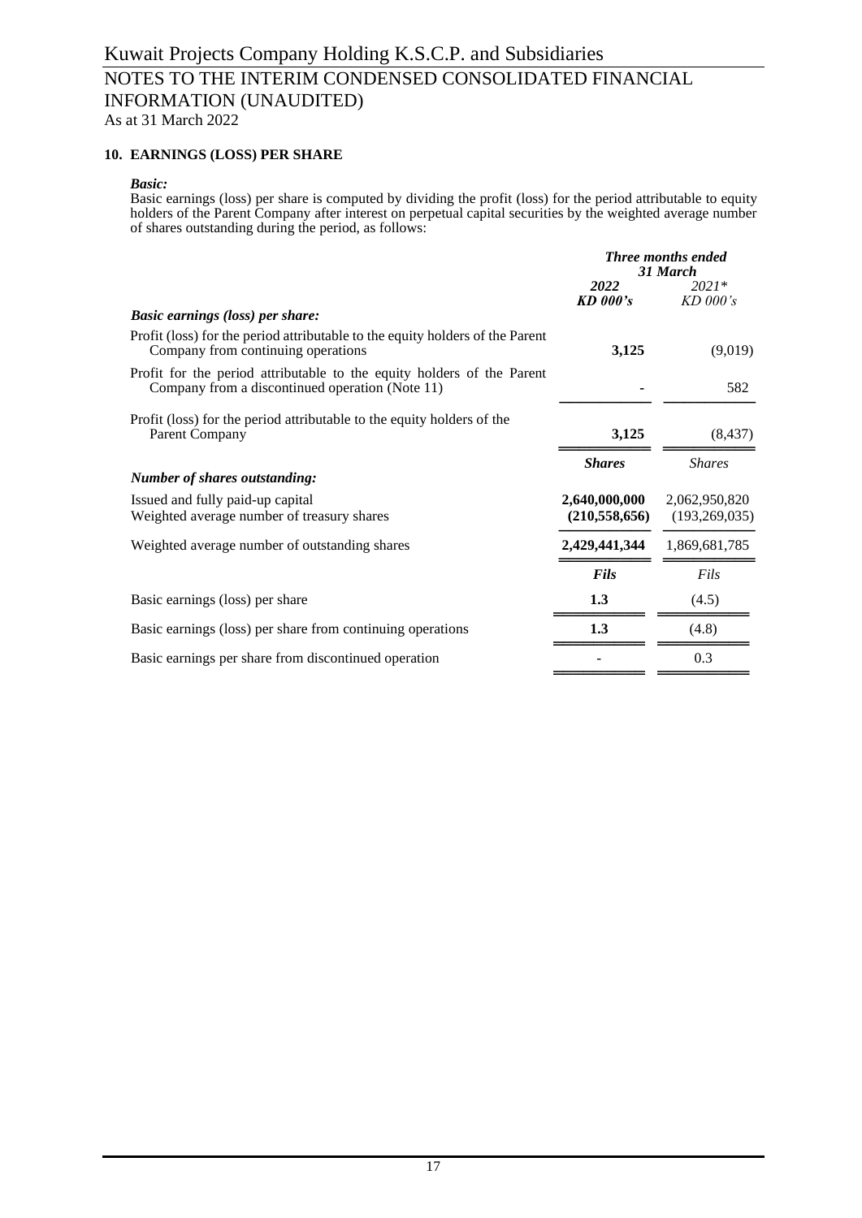## 10. EARNINGS (LOSS) PER SHARE

***Basic:***

Basic earnings (loss) per share is computed by dividing the profit (loss) for the period attributable to equity holders of the Parent Company after interest on perpetual capital securities by the weighted average number of shares outstanding during the period, as follows:

| | *Three months ended 31 March* | |
|---|---|---|
| | ***2022*** | *2021\** |
| | ***KD 000's*** | *KD 000's* |
| ***Basic earnings (loss) per share:*** | | |
| Profit (loss) for the period attributable to the equity holders of the Parent Company from continuing operations | **3,125** | (9,019) |
| Profit for the period attributable to the equity holders of the Parent Company from a discontinued operation (Note 11) | **-** | 582 |
| Profit (loss) for the period attributable to the equity holders of the Parent Company | **3,125** | (8,437) |
| | ***Shares*** | *Shares* |
| ***Number of shares outstanding:*** | | |
| Issued and fully paid-up capital | **2,640,000,000** | 2,062,950,820 |
| Weighted average number of treasury shares | **(210,558,656)** | (193,269,035) |
| Weighted average number of outstanding shares | **2,429,441,344** | 1,869,681,785 |
| | ***Fils*** | *Fils* |
| Basic earnings (loss) per share | **1.3** | (4.5) |
| Basic earnings (loss) per share from continuing operations | **1.3** | (4.8) |
| Basic earnings per share from discontinued operation | **-** | 0.3 |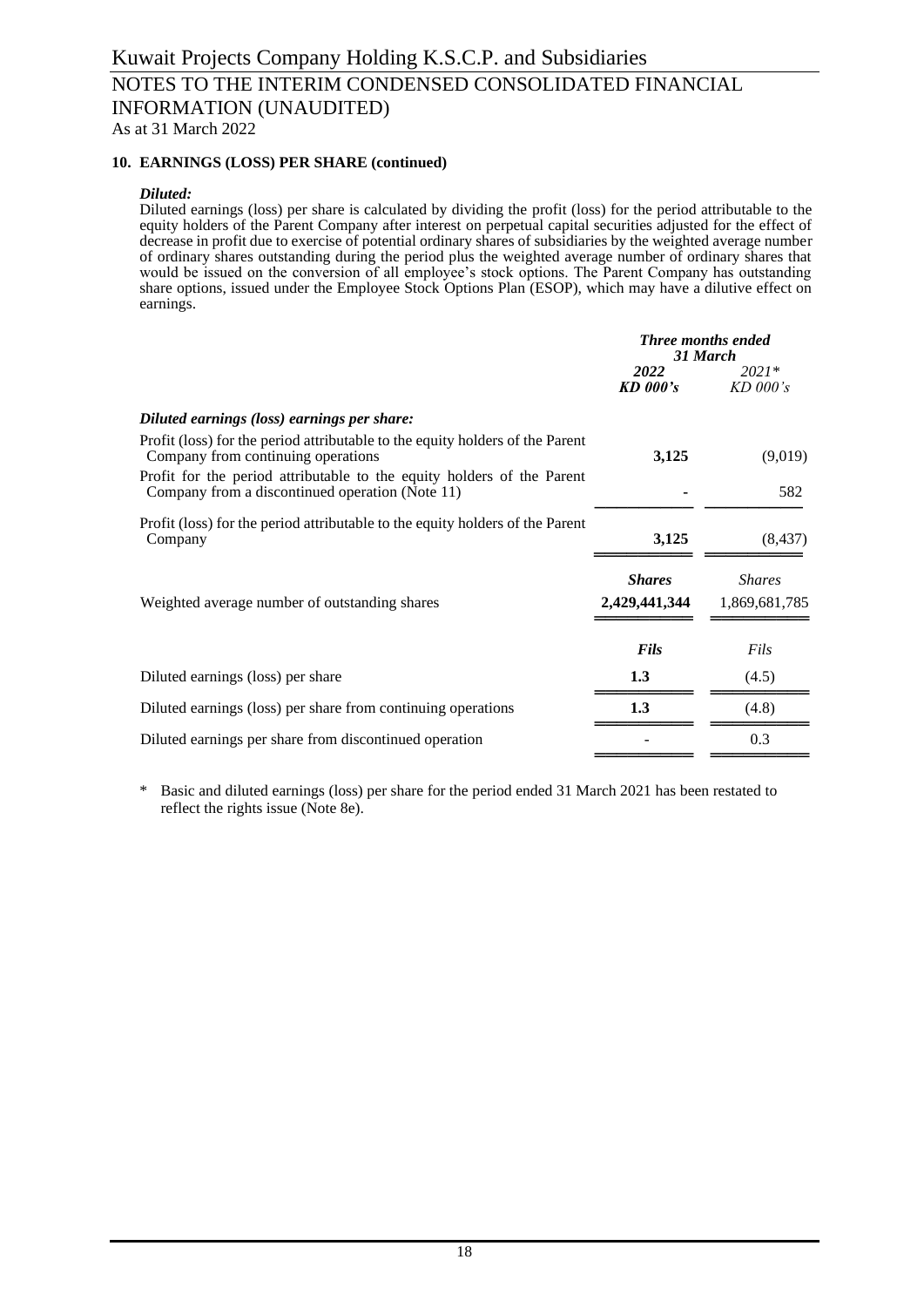## 10. EARNINGS (LOSS) PER SHARE (continued)

***Diluted:***

Diluted earnings (loss) per share is calculated by dividing the profit (loss) for the period attributable to the equity holders of the Parent Company after interest on perpetual capital securities adjusted for the effect of decrease in profit due to exercise of potential ordinary shares of subsidiaries by the weighted average number of ordinary shares outstanding during the period plus the weighted average number of ordinary shares that would be issued on the conversion of all employee's stock options. The Parent Company has outstanding share options, issued under the Employee Stock Options Plan (ESOP), which may have a dilutive effect on earnings.

| | *Three months ended 31 March* | |
|---|---|---|
| | ***2022*** | *2021\** |
| | ***KD 000's*** | *KD 000's* |
| ***Diluted earnings (loss) earnings per share:*** | | |
| Profit (loss) for the period attributable to the equity holders of the Parent Company from continuing operations | **3,125** | (9,019) |
| Profit for the period attributable to the equity holders of the Parent Company from a discontinued operation (Note 11) | **-** | 582 |
| Profit (loss) for the period attributable to the equity holders of the Parent Company | **3,125** | (8,437) |
| | ***Shares*** | *Shares* |
| Weighted average number of outstanding shares | **2,429,441,344** | 1,869,681,785 |
| | ***Fils*** | *Fils* |
| Diluted earnings (loss) per share | **1.3** | (4.5) |
| Diluted earnings (loss) per share from continuing operations | **1.3** | (4.8) |
| Diluted earnings per share from discontinued operation | - | 0.3 |

\* Basic and diluted earnings (loss) per share for the period ended 31 March 2021 has been restated to reflect the rights issue (Note 8e).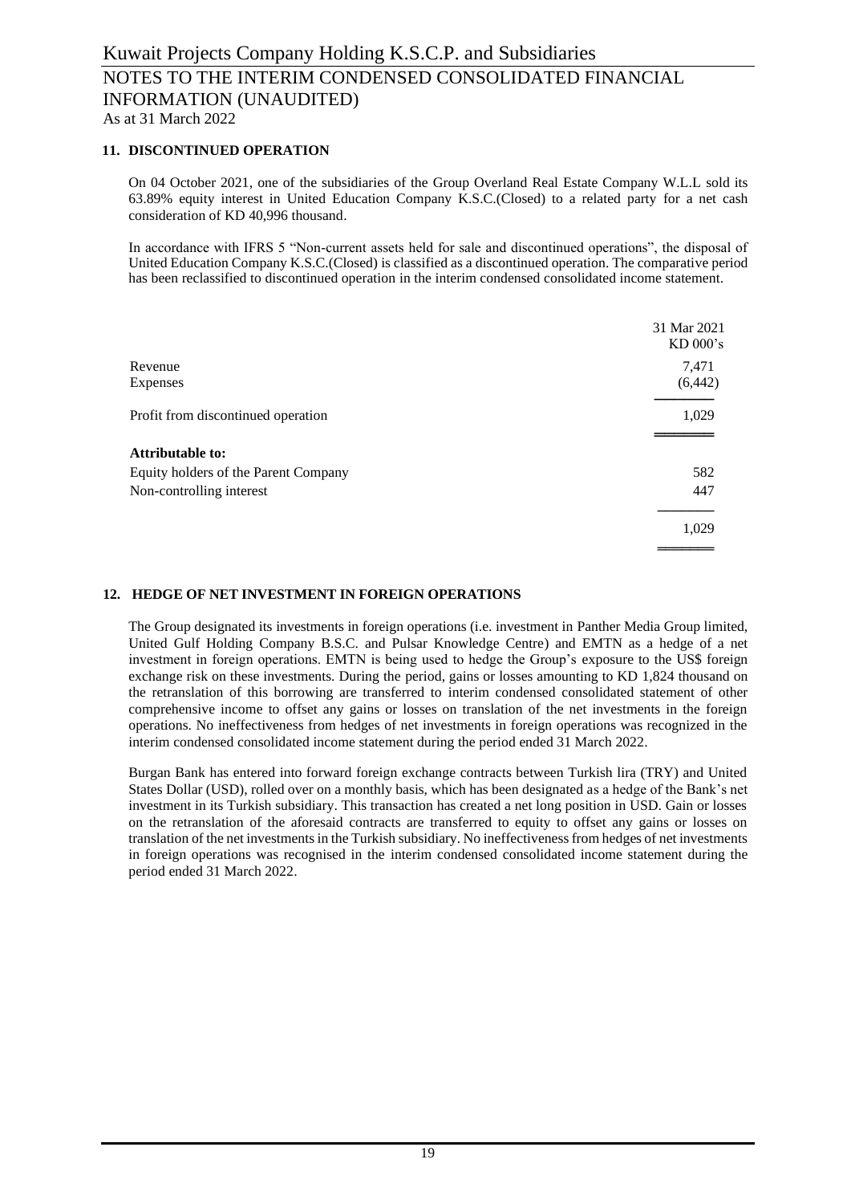## 11. DISCONTINUED OPERATION

On 04 October 2021, one of the subsidiaries of the Group Overland Real Estate Company W.L.L sold its 63.89% equity interest in United Education Company K.S.C.(Closed) to a related party for a net cash consideration of KD 40,996 thousand.

In accordance with IFRS 5 "Non-current assets held for sale and discontinued operations", the disposal of United Education Company K.S.C.(Closed) is classified as a discontinued operation. The comparative period has been reclassified to discontinued operation in the interim condensed consolidated income statement.

| | 31 Mar 2021 KD 000's |
|---|---|
| Revenue | 7,471 |
| Expenses | (6,442) |
| Profit from discontinued operation | 1,029 |
| **Attributable to:** | |
| Equity holders of the Parent Company | 582 |
| Non-controlling interest | 447 |
| | 1,029 |

## 12. HEDGE OF NET INVESTMENT IN FOREIGN OPERATIONS

The Group designated its investments in foreign operations (i.e. investment in Panther Media Group limited, United Gulf Holding Company B.S.C. and Pulsar Knowledge Centre) and EMTN as a hedge of a net investment in foreign operations. EMTN is being used to hedge the Group's exposure to the US$ foreign exchange risk on these investments. During the period, gains or losses amounting to KD 1,824 thousand on the retranslation of this borrowing are transferred to interim condensed consolidated statement of other comprehensive income to offset any gains or losses on translation of the net investments in the foreign operations. No ineffectiveness from hedges of net investments in foreign operations was recognized in the interim condensed consolidated income statement during the period ended 31 March 2022.

Burgan Bank has entered into forward foreign exchange contracts between Turkish lira (TRY) and United States Dollar (USD), rolled over on a monthly basis, which has been designated as a hedge of the Bank's net investment in its Turkish subsidiary. This transaction has created a net long position in USD. Gain or losses on the retranslation of the aforesaid contracts are transferred to equity to offset any gains or losses on translation of the net investments in the Turkish subsidiary. No ineffectiveness from hedges of net investments in foreign operations was recognised in the interim condensed consolidated income statement during the period ended 31 March 2022.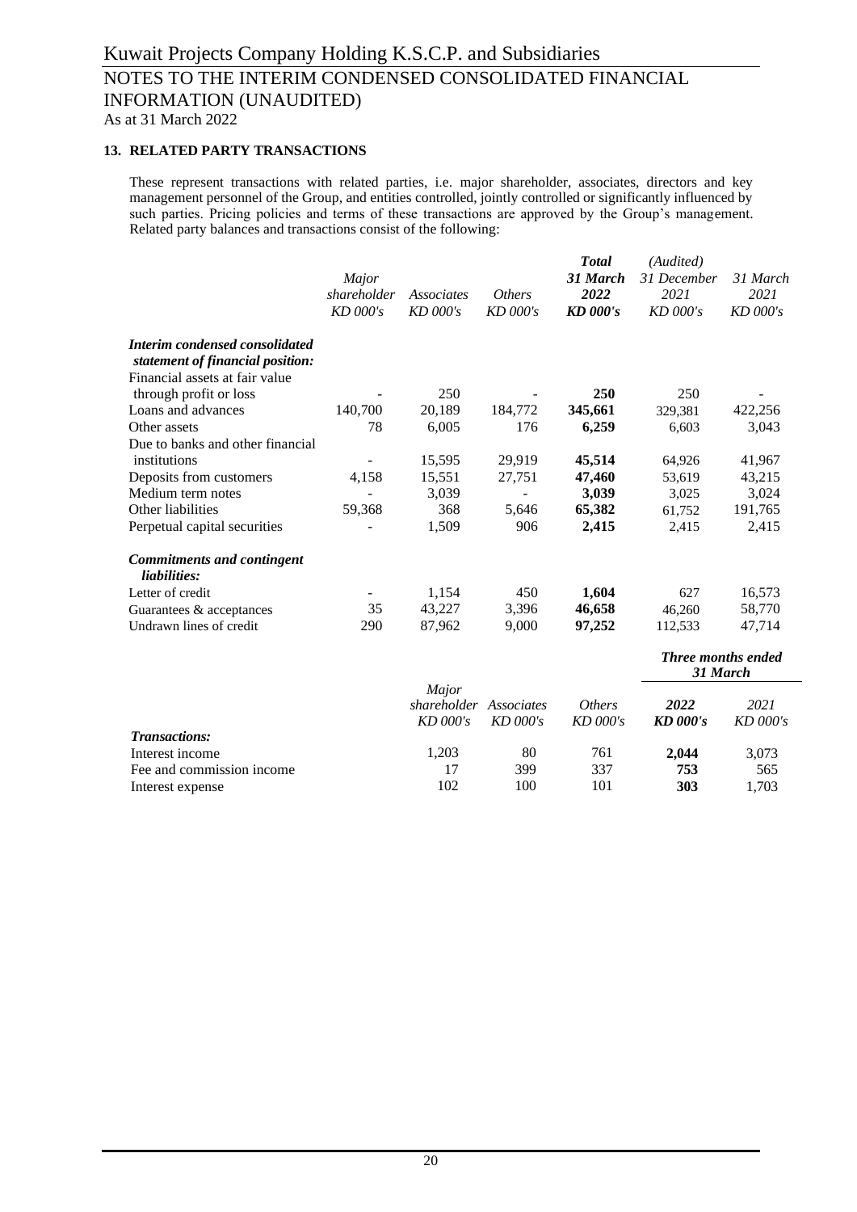# Kuwait Projects Company Holding K.S.C.P. and Subsidiaries

## NOTES TO THE INTERIM CONDENSED CONSOLIDATED FINANCIAL INFORMATION (UNAUDITED)

As at 31 March 2022

### 13. RELATED PARTY TRANSACTIONS

These represent transactions with related parties, i.e. major shareholder, associates, directors and key management personnel of the Group, and entities controlled, jointly controlled or significantly influenced by such parties. Pricing policies and terms of these transactions are approved by the Group's management. Related party balances and transactions consist of the following:

| | *Major shareholder KD 000's* | *Associates KD 000's* | *Others KD 000's* | ***Total 31 March 2022 KD 000's*** | *(Audited) 31 December 2021 KD 000's* | *31 March 2021 KD 000's* |
|---|---|---|---|---|---|---|
| ***Interim condensed consolidated statement of financial position:*** | | | | | | |
| Financial assets at fair value through profit or loss | - | 250 | - | **250** | 250 | - |
| Loans and advances | 140,700 | 20,189 | 184,772 | **345,661** | 329,381 | 422,256 |
| Other assets | 78 | 6,005 | 176 | **6,259** | 6,603 | 3,043 |
| Due to banks and other financial institutions | - | 15,595 | 29,919 | **45,514** | 64,926 | 41,967 |
| Deposits from customers | 4,158 | 15,551 | 27,751 | **47,460** | 53,619 | 43,215 |
| Medium term notes | - | 3,039 | - | **3,039** | 3,025 | 3,024 |
| Other liabilities | 59,368 | 368 | 5,646 | **65,382** | 61,752 | 191,765 |
| Perpetual capital securities | - | 1,509 | 906 | **2,415** | 2,415 | 2,415 |
| ***Commitments and contingent liabilities:*** | | | | | | |
| Letter of credit | - | 1,154 | 450 | **1,604** | 627 | 16,573 |
| Guarantees & acceptances | 35 | 43,227 | 3,396 | **46,658** | 46,260 | 58,770 |
| Undrawn lines of credit | 290 | 87,962 | 9,000 | **97,252** | 112,533 | 47,714 |

| | | | | ***Three months ended 31 March*** | |
|---|---|---|---|---|---|
| | *Major shareholder KD 000's* | *Associates KD 000's* | *Others KD 000's* | ***2022 KD 000's*** | *2021 KD 000's* |
| ***Transactions:*** | | | | | |
| Interest income | 1,203 | 80 | 761 | **2,044** | 3,073 |
| Fee and commission income | 17 | 399 | 337 | **753** | 565 |
| Interest expense | 102 | 100 | 101 | **303** | 1,703 |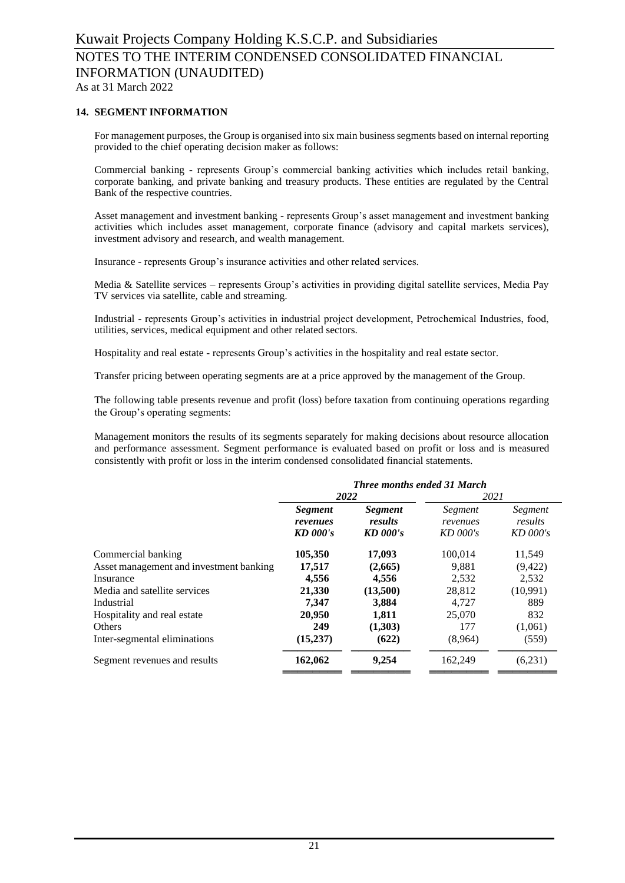## 14. SEGMENT INFORMATION

For management purposes, the Group is organised into six main business segments based on internal reporting provided to the chief operating decision maker as follows:

Commercial banking - represents Group's commercial banking activities which includes retail banking, corporate banking, and private banking and treasury products. These entities are regulated by the Central Bank of the respective countries.

Asset management and investment banking - represents Group's asset management and investment banking activities which includes asset management, corporate finance (advisory and capital markets services), investment advisory and research, and wealth management.

Insurance - represents Group's insurance activities and other related services.

Media & Satellite services – represents Group's activities in providing digital satellite services, Media Pay TV services via satellite, cable and streaming.

Industrial - represents Group's activities in industrial project development, Petrochemical Industries, food, utilities, services, medical equipment and other related sectors.

Hospitality and real estate - represents Group's activities in the hospitality and real estate sector.

Transfer pricing between operating segments are at a price approved by the management of the Group.

The following table presents revenue and profit (loss) before taxation from continuing operations regarding the Group's operating segments:

Management monitors the results of its segments separately for making decisions about resource allocation and performance assessment. Segment performance is evaluated based on profit or loss and is measured consistently with profit or loss in the interim condensed consolidated financial statements.

| | ***Three months ended 31 March*** | | | |
|---|---|---|---|---|
| | ***2022*** | | *2021* | |
| | ***Segment revenues KD 000's*** | ***Segment results KD 000's*** | *Segment revenues KD 000's* | *Segment results KD 000's* |
| Commercial banking | **105,350** | **17,093** | 100,014 | 11,549 |
| Asset management and investment banking | **17,517** | **(2,665)** | 9,881 | (9,422) |
| Insurance | **4,556** | **4,556** | 2,532 | 2,532 |
| Media and satellite services | **21,330** | **(13,500)** | 28,812 | (10,991) |
| Industrial | **7,347** | **3,884** | 4,727 | 889 |
| Hospitality and real estate | **20,950** | **1,811** | 25,070 | 832 |
| Others | **249** | **(1,303)** | 177 | (1,061) |
| Inter-segmental eliminations | **(15,237)** | **(622)** | (8,964) | (559) |
| Segment revenues and results | **162,062** | **9,254** | 162,249 | (6,231) |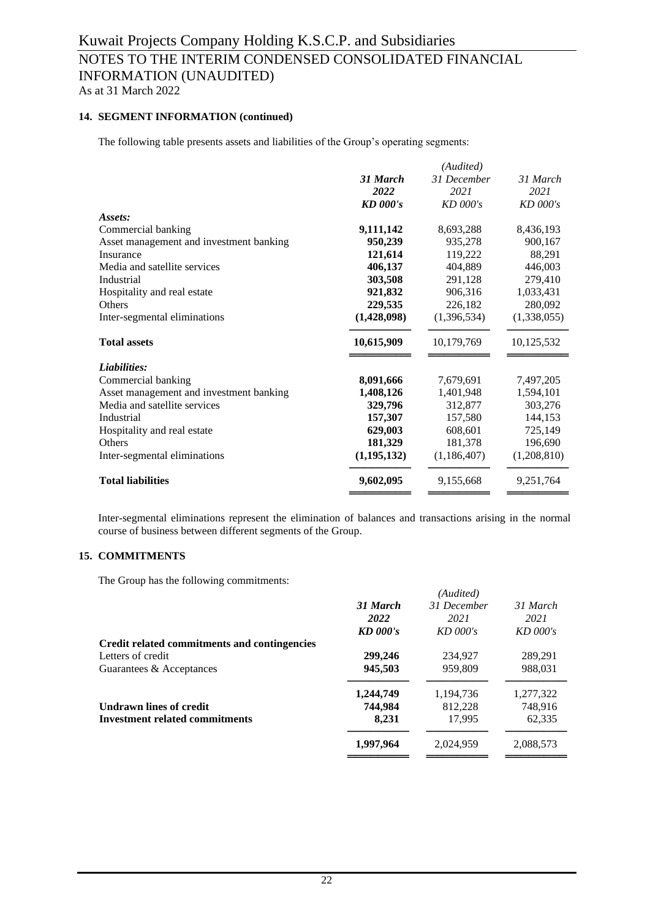Kuwait Projects Company Holding K.S.C.P. and Subsidiaries

# NOTES TO THE INTERIM CONDENSED CONSOLIDATED FINANCIAL INFORMATION (UNAUDITED)

As at 31 March 2022

### 14. SEGMENT INFORMATION (continued)

The following table presents assets and liabilities of the Group's operating segments:

| | ***31 March 2022 KD 000's*** | *(Audited) 31 December 2021 KD 000's* | *31 March 2021 KD 000's* |
|---|---|---|---|
| ***Assets:*** | | | |
| Commercial banking | **9,111,142** | 8,693,288 | 8,436,193 |
| Asset management and investment banking | **950,239** | 935,278 | 900,167 |
| Insurance | **121,614** | 119,222 | 88,291 |
| Media and satellite services | **406,137** | 404,889 | 446,003 |
| Industrial | **303,508** | 291,128 | 279,410 |
| Hospitality and real estate | **921,832** | 906,316 | 1,033,431 |
| Others | **229,535** | 226,182 | 280,092 |
| Inter-segmental eliminations | **(1,428,098)** | (1,396,534) | (1,338,055) |
| **Total assets** | **10,615,909** | 10,179,769 | 10,125,532 |
| ***Liabilities:*** | | | |
| Commercial banking | **8,091,666** | 7,679,691 | 7,497,205 |
| Asset management and investment banking | **1,408,126** | 1,401,948 | 1,594,101 |
| Media and satellite services | **329,796** | 312,877 | 303,276 |
| Industrial | **157,307** | 157,580 | 144,153 |
| Hospitality and real estate | **629,003** | 608,601 | 725,149 |
| Others | **181,329** | 181,378 | 196,690 |
| Inter-segmental eliminations | **(1,195,132)** | (1,186,407) | (1,208,810) |
| **Total liabilities** | **9,602,095** | 9,155,668 | 9,251,764 |

Inter-segmental eliminations represent the elimination of balances and transactions arising in the normal course of business between different segments of the Group.

### 15. COMMITMENTS

The Group has the following commitments:

| | ***31 March 2022 KD 000's*** | *(Audited) 31 December 2021 KD 000's* | *31 March 2021 KD 000's* |
|---|---|---|---|
| **Credit related commitments and contingencies** | | | |
| Letters of credit | **299,246** | 234,927 | 289,291 |
| Guarantees & Acceptances | **945,503** | 959,809 | 988,031 |
| | **1,244,749** | 1,194,736 | 1,277,322 |
| **Undrawn lines of credit** | **744,984** | 812,228 | 748,916 |
| **Investment related commitments** | **8,231** | 17,995 | 62,335 |
| | **1,997,964** | 2,024,959 | 2,088,573 |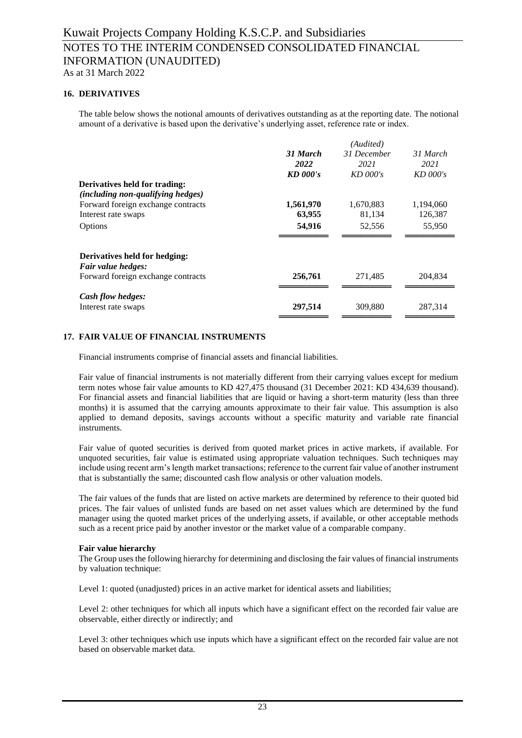## 16. DERIVATIVES

The table below shows the notional amounts of derivatives outstanding as at the reporting date. The notional amount of a derivative is based upon the derivative's underlying asset, reference rate or index.

| | **31 March 2022** | *(Audited)* *31 December 2021* | *31 March 2021* |
|---|---|---|---|
| | ***KD 000's*** | *KD 000's* | *KD 000's* |
| **Derivatives held for trading:** | | | |
| ***(including non-qualifying hedges)*** | | | |
| Forward foreign exchange contracts | **1,561,970** | 1,670,883 | 1,194,060 |
| Interest rate swaps | **63,955** | 81,134 | 126,387 |
| Options | **54,916** | 52,556 | 55,950 |
| **Derivatives held for hedging:** | | | |
| ***Fair value hedges:*** | | | |
| Forward foreign exchange contracts | **256,761** | 271,485 | 204,834 |
| ***Cash flow hedges:*** | | | |
| Interest rate swaps | **297,514** | 309,880 | 287,314 |

## 17. FAIR VALUE OF FINANCIAL INSTRUMENTS

Financial instruments comprise of financial assets and financial liabilities.

Fair value of financial instruments is not materially different from their carrying values except for medium term notes whose fair value amounts to KD 427,475 thousand (31 December 2021: KD 434,639 thousand). For financial assets and financial liabilities that are liquid or having a short-term maturity (less than three months) it is assumed that the carrying amounts approximate to their fair value. This assumption is also applied to demand deposits, savings accounts without a specific maturity and variable rate financial instruments.

Fair value of quoted securities is derived from quoted market prices in active markets, if available. For unquoted securities, fair value is estimated using appropriate valuation techniques. Such techniques may include using recent arm's length market transactions; reference to the current fair value of another instrument that is substantially the same; discounted cash flow analysis or other valuation models.

The fair values of the funds that are listed on active markets are determined by reference to their quoted bid prices. The fair values of unlisted funds are based on net asset values which are determined by the fund manager using the quoted market prices of the underlying assets, if available, or other acceptable methods such as a recent price paid by another investor or the market value of a comparable company.

**Fair value hierarchy**

The Group uses the following hierarchy for determining and disclosing the fair values of financial instruments by valuation technique:

Level 1: quoted (unadjusted) prices in an active market for identical assets and liabilities;

Level 2: other techniques for which all inputs which have a significant effect on the recorded fair value are observable, either directly or indirectly; and

Level 3: other techniques which use inputs which have a significant effect on the recorded fair value are not based on observable market data.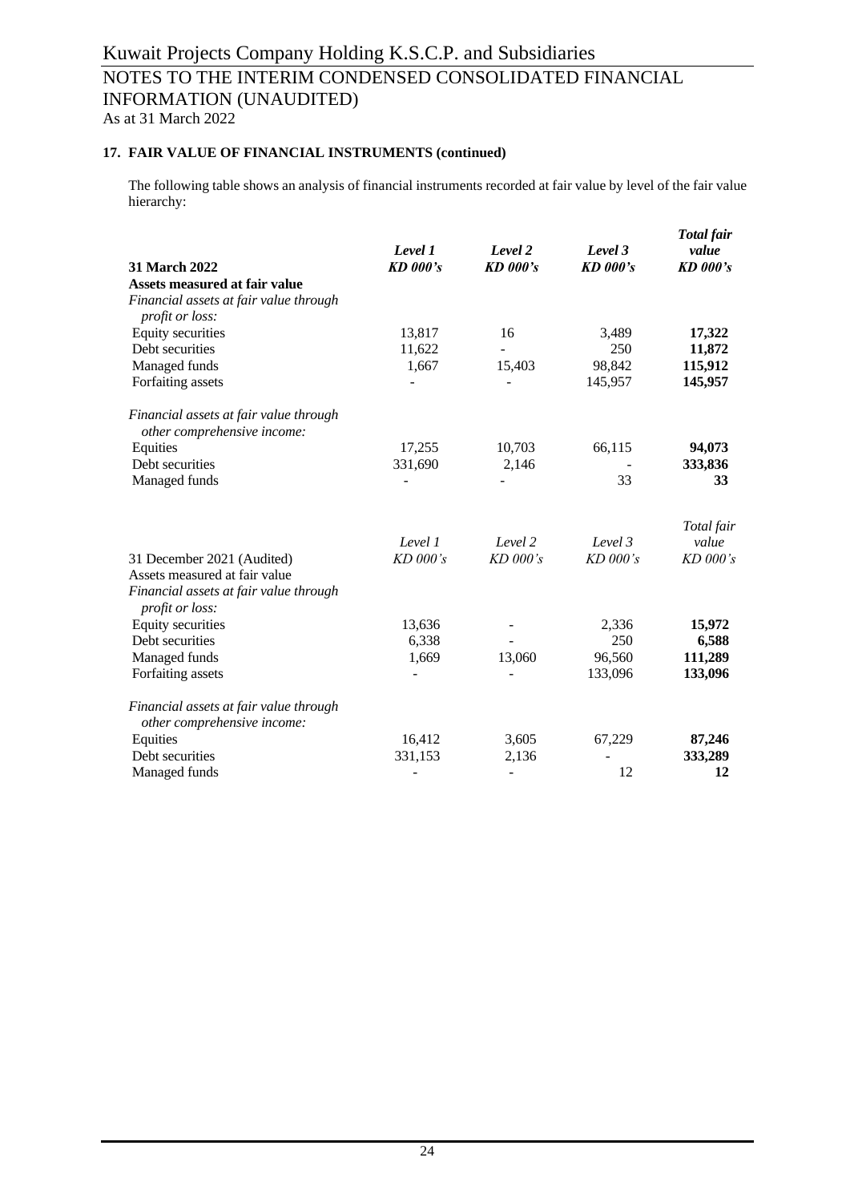### 17. FAIR VALUE OF FINANCIAL INSTRUMENTS (continued)

The following table shows an analysis of financial instruments recorded at fair value by level of the fair value hierarchy:

| **31 March 2022** | ***Level 1*** ***KD 000's*** | ***Level 2*** ***KD 000's*** | ***Level 3*** ***KD 000's*** | ***Total fair value*** ***KD 000's*** |
|---|---|---|---|---|
| **Assets measured at fair value** | | | | |
| *Financial assets at fair value through profit or loss:* | | | | |
| Equity securities | 13,817 | 16 | 3,489 | **17,322** |
| Debt securities | 11,622 | - | 250 | **11,872** |
| Managed funds | 1,667 | 15,403 | 98,842 | **115,912** |
| Forfaiting assets | - | - | 145,957 | **145,957** |
| *Financial assets at fair value through other comprehensive income:* | | | | |
| Equities | 17,255 | 10,703 | 66,115 | **94,073** |
| Debt securities | 331,690 | 2,146 | - | **333,836** |
| Managed funds | - | - | 33 | **33** |

| 31 December 2021 (Audited) | *Level 1* *KD 000's* | *Level 2* *KD 000's* | *Level 3* *KD 000's* | *Total fair value* *KD 000's* |
|---|---|---|---|---|
| Assets measured at fair value | | | | |
| *Financial assets at fair value through profit or loss:* | | | | |
| Equity securities | 13,636 | - | 2,336 | **15,972** |
| Debt securities | 6,338 | - | 250 | **6,588** |
| Managed funds | 1,669 | 13,060 | 96,560 | **111,289** |
| Forfaiting assets | - | - | 133,096 | **133,096** |
| *Financial assets at fair value through other comprehensive income:* | | | | |
| Equities | 16,412 | 3,605 | 67,229 | **87,246** |
| Debt securities | 331,153 | 2,136 | - | **333,289** |
| Managed funds | - | - | 12 | **12** |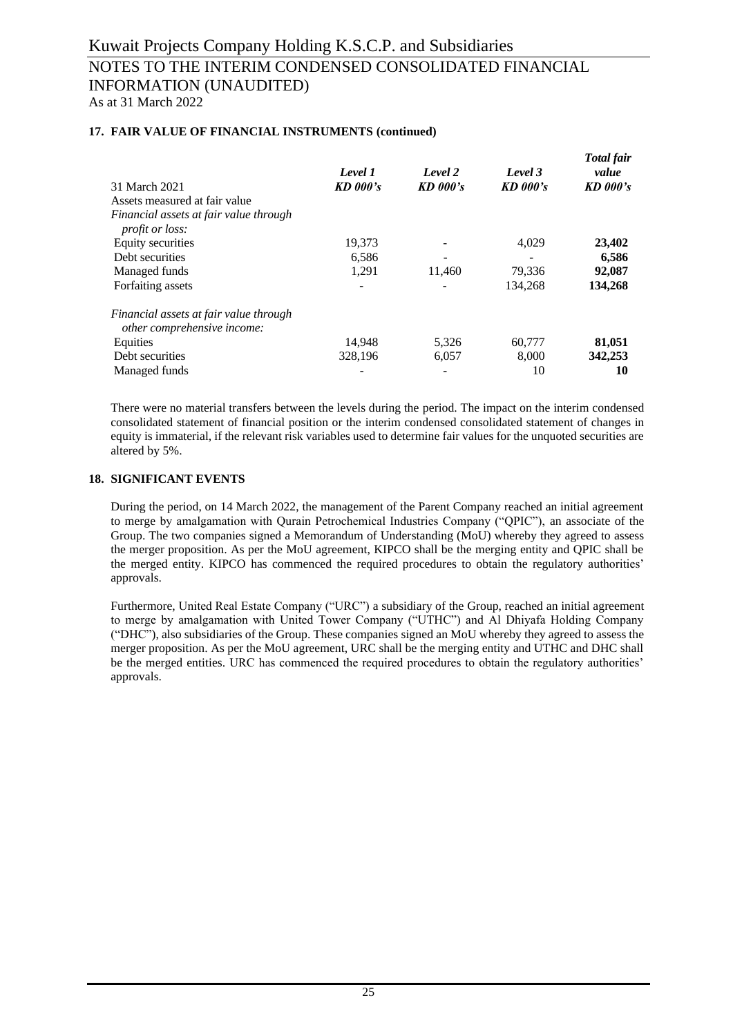## 17. FAIR VALUE OF FINANCIAL INSTRUMENTS (continued)

| 31 March 2021 | *Level 1* *KD 000's* | *Level 2* *KD 000's* | *Level 3* *KD 000's* | *Total fair value* *KD 000's* |
|---|---|---|---|---|
| Assets measured at fair value | | | | |
| *Financial assets at fair value through profit or loss:* | | | | |
| Equity securities | 19,373 | - | 4,029 | **23,402** |
| Debt securities | 6,586 | - | - | **6,586** |
| Managed funds | 1,291 | 11,460 | 79,336 | **92,087** |
| Forfaiting assets | - | - | 134,268 | **134,268** |
| *Financial assets at fair value through other comprehensive income:* | | | | |
| Equities | 14,948 | 5,326 | 60,777 | **81,051** |
| Debt securities | 328,196 | 6,057 | 8,000 | **342,253** |
| Managed funds | - | - | 10 | **10** |

There were no material transfers between the levels during the period. The impact on the interim condensed consolidated statement of financial position or the interim condensed consolidated statement of changes in equity is immaterial, if the relevant risk variables used to determine fair values for the unquoted securities are altered by 5%.

## 18. SIGNIFICANT EVENTS

During the period, on 14 March 2022, the management of the Parent Company reached an initial agreement to merge by amalgamation with Qurain Petrochemical Industries Company ("QPIC"), an associate of the Group. The two companies signed a Memorandum of Understanding (MoU) whereby they agreed to assess the merger proposition. As per the MoU agreement, KIPCO shall be the merging entity and QPIC shall be the merged entity. KIPCO has commenced the required procedures to obtain the regulatory authorities' approvals.

Furthermore, United Real Estate Company ("URC") a subsidiary of the Group, reached an initial agreement to merge by amalgamation with United Tower Company ("UTHC") and Al Dhiyafa Holding Company ("DHC"), also subsidiaries of the Group. These companies signed an MoU whereby they agreed to assess the merger proposition. As per the MoU agreement, URC shall be the merging entity and UTHC and DHC shall be the merged entities. URC has commenced the required procedures to obtain the regulatory authorities' approvals.